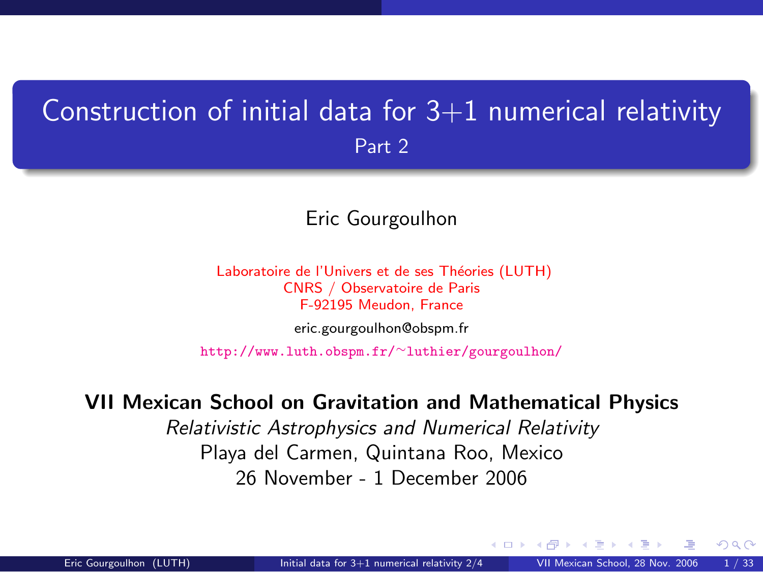# Construction of initial data for 3+1 numerical relativity

## Part 2

Eric Gourgoulhon

Laboratoire de l'Univers et de ses Théories (LUTH)
CNRS / Observatoire de Paris
F-92195 Meudon, France

eric.gourgoulhon@obspm.fr

http://www.luth.obspm.fr/~luthier/gourgoulhon/

**VII Mexican School on Gravitation and Mathematical Physics**

*Relativistic Astrophysics and Numerical Relativity*

Playa del Carmen, Quintana Roo, Mexico

26 November - 1 December 2006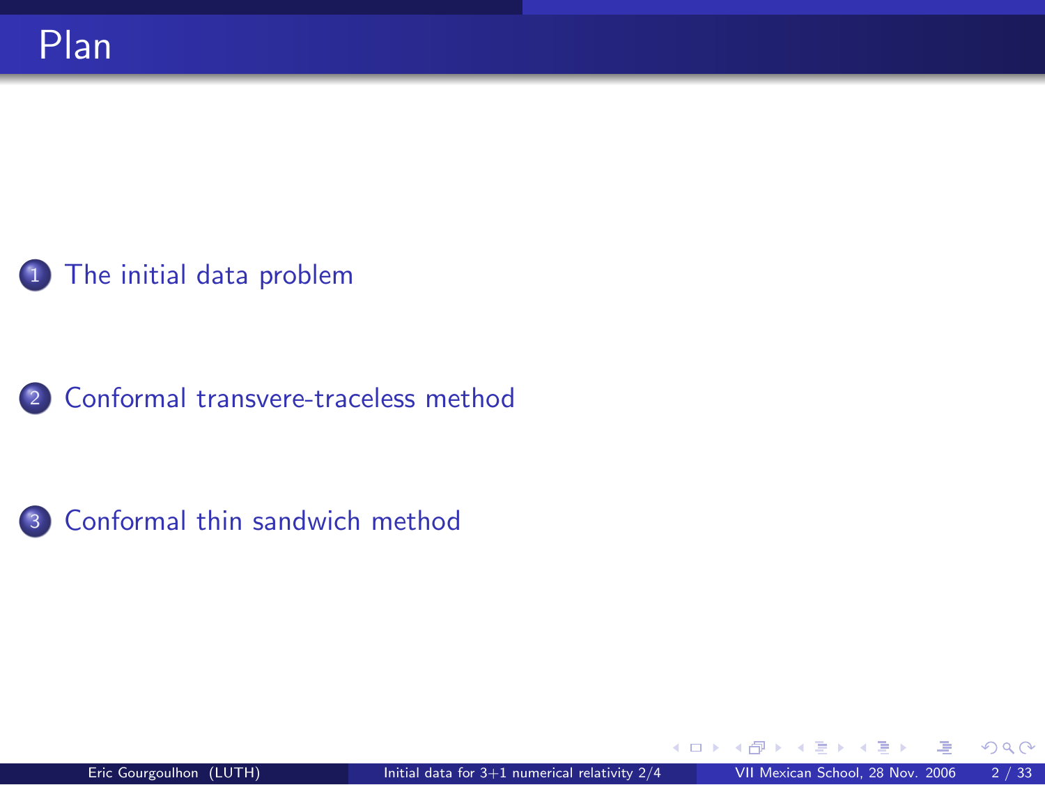# Plan

1. The initial data problem
2. Conformal transvere-traceless method
3. Conformal thin sandwich method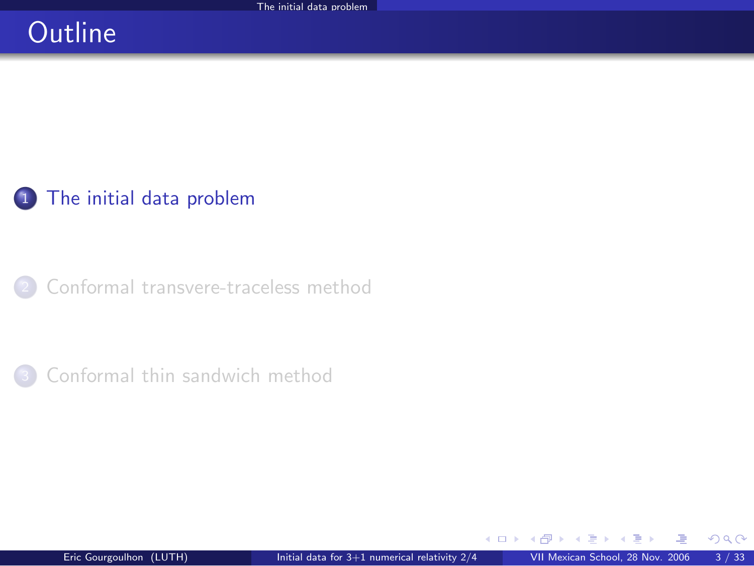# Outline

1. The initial data problem
2. Conformal transvere-traceless method
3. Conformal thin sandwich method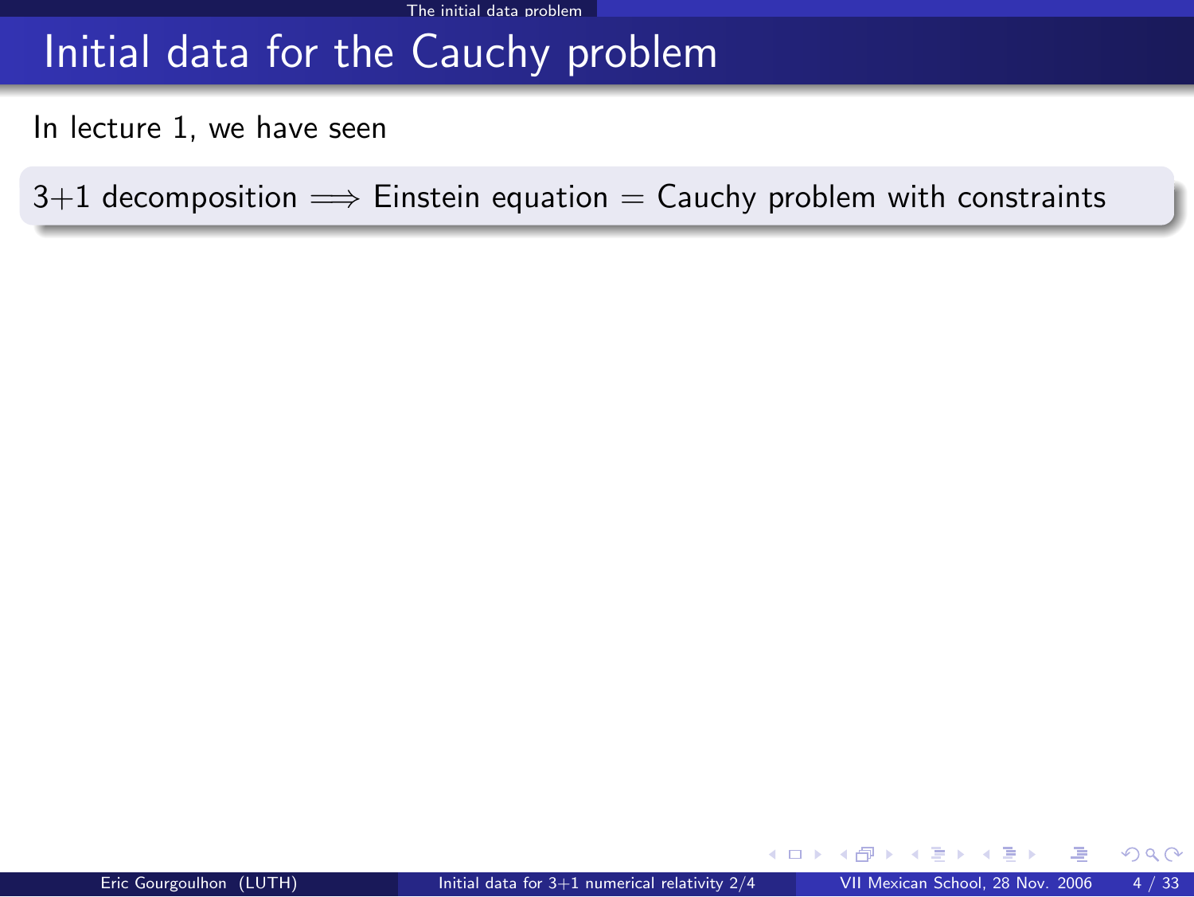# Initial data for the Cauchy problem

In lecture 1, we have seen

3+1 decomposition $\Longrightarrow$ Einstein equation = Cauchy problem with constraints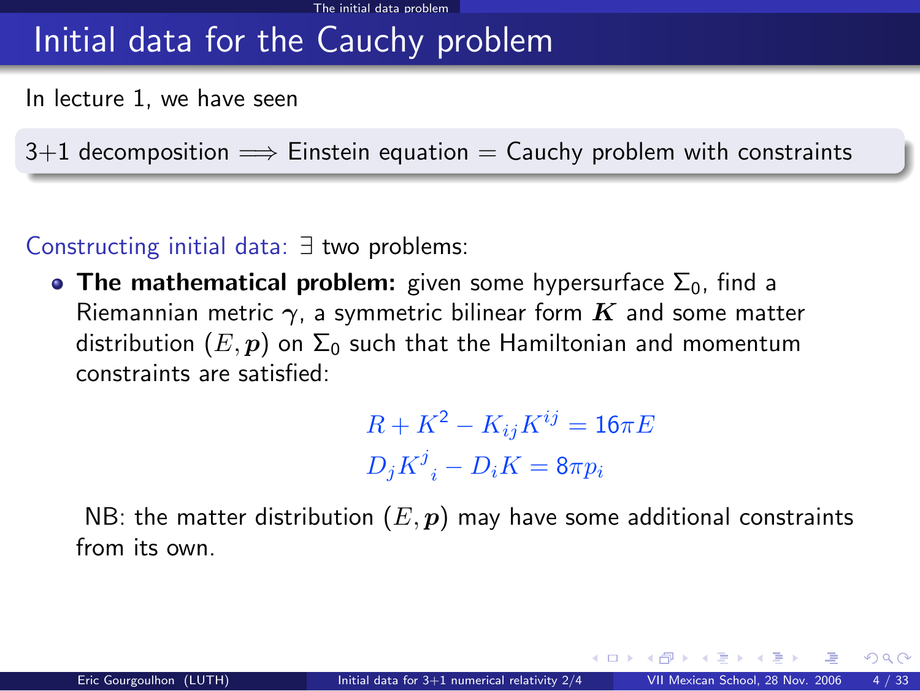# Initial data for the Cauchy problem

In lecture 1, we have seen

3+1 decomposition $\Longrightarrow$ Einstein equation = Cauchy problem with constraints

Constructing initial data: $\exists$ two problems:

- **The mathematical problem:** given some hypersurface $\Sigma_0$, find a Riemannian metric $\boldsymbol{\gamma}$, a symmetric bilinear form $\boldsymbol{K}$ and some matter distribution $(E, \boldsymbol{p})$ on $\Sigma_0$ such that the Hamiltonian and momentum constraints are satisfied:

$$R + K^2 - K_{ij}K^{ij} = 16\pi E$$

$$D_j K^j{}_i - D_i K = 8\pi p_i$$

NB: the matter distribution $(E, \boldsymbol{p})$ may have some additional constraints from its own.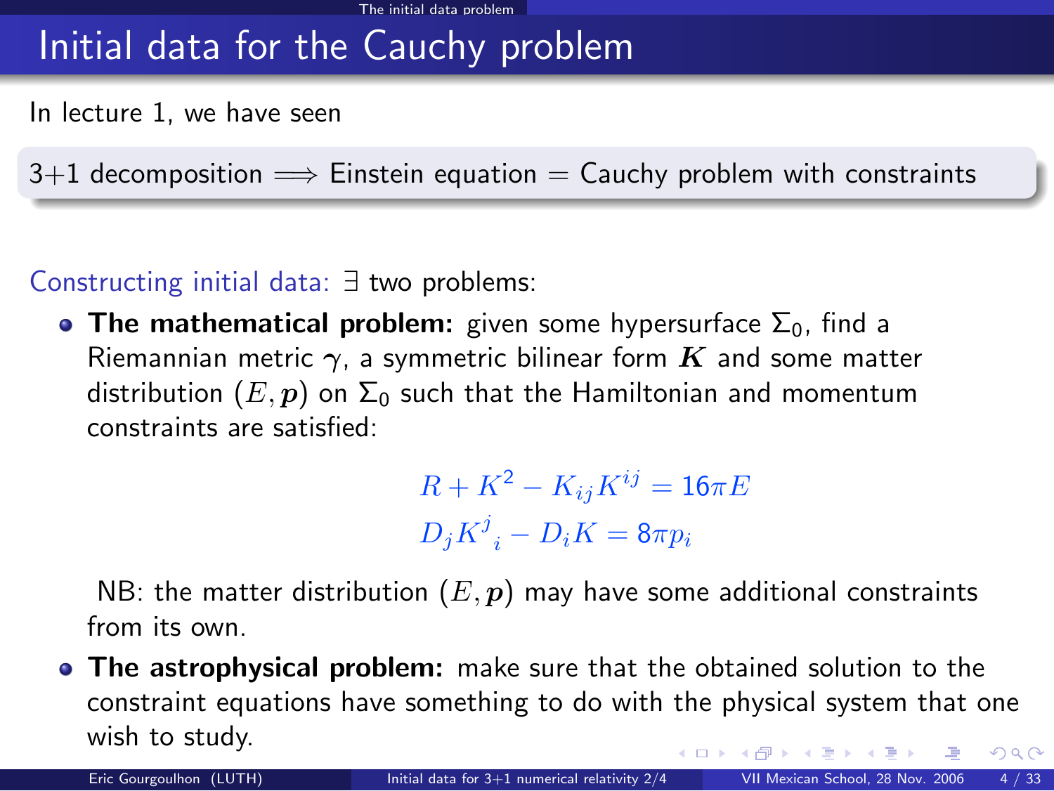# Initial data for the Cauchy problem

In lecture 1, we have seen

> 3+1 decomposition $\Longrightarrow$ Einstein equation $=$ Cauchy problem with constraints

Constructing initial data: $\exists$ two problems:

- **The mathematical problem:** given some hypersurface $\Sigma_0$, find a Riemannian metric $\gamma$, a symmetric bilinear form $\boldsymbol{K}$ and some matter distribution $(E, \boldsymbol{p})$ on $\Sigma_0$ such that the Hamiltonian and momentum constraints are satisfied:

$$R + K^2 - K_{ij}K^{ij} = 16\pi E$$

$$D_j K^j{}_i - D_i K = 8\pi p_i$$

  NB: the matter distribution $(E, \boldsymbol{p})$ may have some additional constraints from its own.

- **The astrophysical problem:** make sure that the obtained solution to the constraint equations have something to do with the physical system that one wish to study.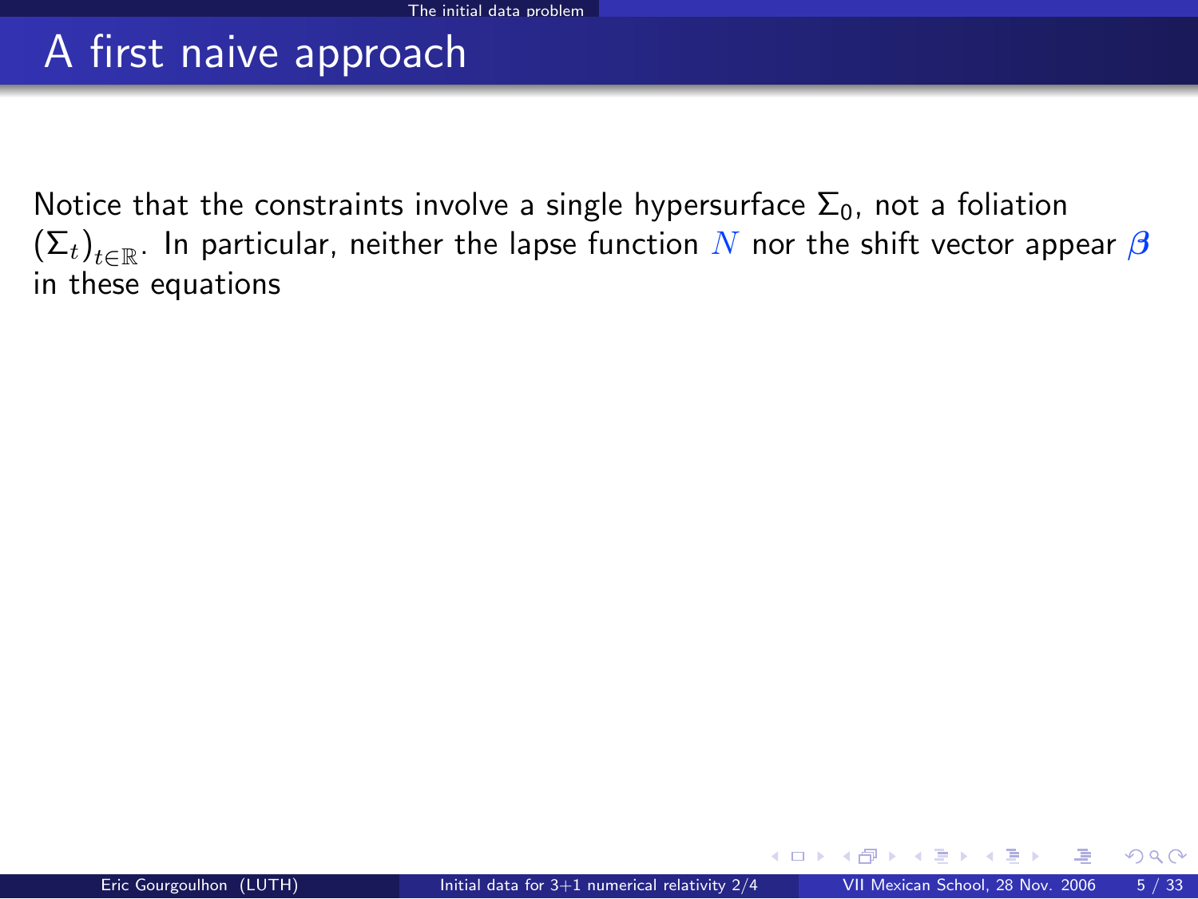# A first naive approach

Notice that the constraints involve a single hypersurface $\Sigma_0$, not a foliation $(\Sigma_t)_{t\in\mathbb{R}}$. In particular, neither the lapse function $N$ nor the shift vector appear $\boldsymbol{\beta}$ in these equations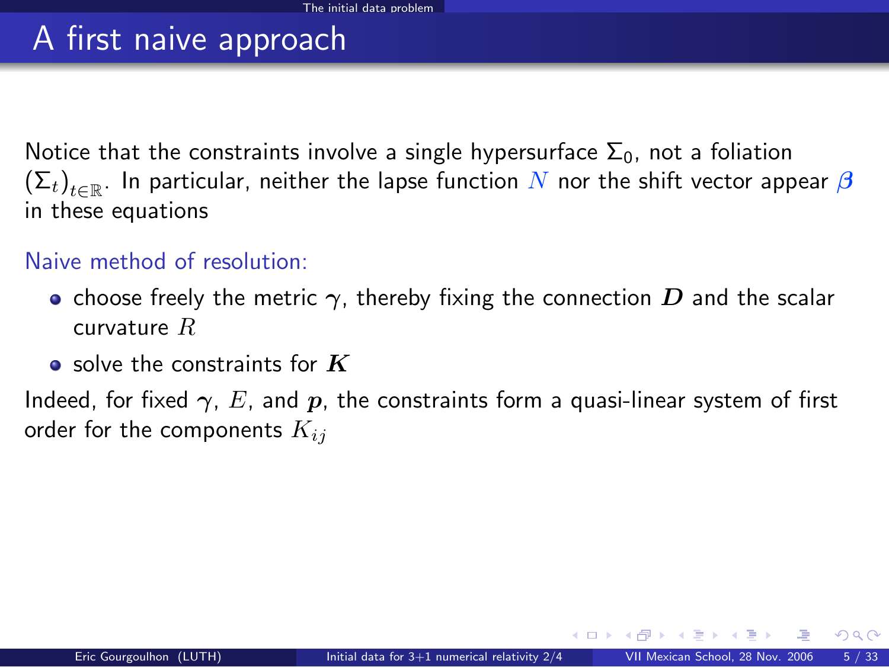# A first naive approach

Notice that the constraints involve a single hypersurface $\Sigma_0$, not a foliation $(\Sigma_t)_{t\in\mathbb{R}}$. In particular, neither the lapse function $N$ nor the shift vector appear $\boldsymbol{\beta}$ in these equations

Naive method of resolution:

- choose freely the metric $\boldsymbol{\gamma}$, thereby fixing the connection $\boldsymbol{D}$ and the scalar curvature $R$
- solve the constraints for $\boldsymbol{K}$

Indeed, for fixed $\boldsymbol{\gamma}$, $E$, and $\boldsymbol{p}$, the constraints form a quasi-linear system of first order for the components $K_{ij}$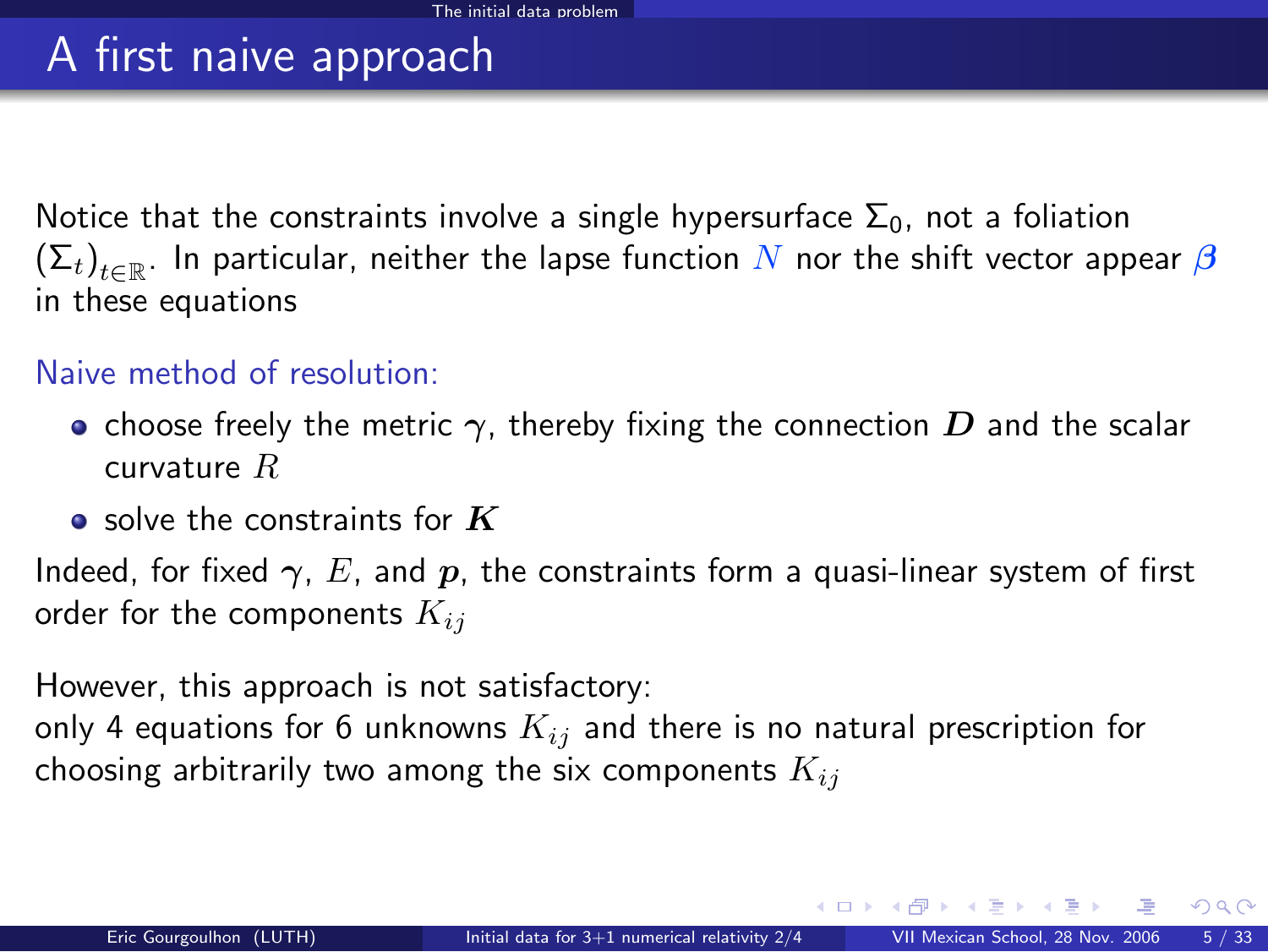# A first naive approach

Notice that the constraints involve a single hypersurface $\Sigma_0$, not a foliation $(\Sigma_t)_{t\in\mathbb{R}}$. In particular, neither the lapse function $N$ nor the shift vector appear $\boldsymbol{\beta}$ in these equations

Naive method of resolution:

- choose freely the metric $\boldsymbol{\gamma}$, thereby fixing the connection $\boldsymbol{D}$ and the scalar curvature $R$
- solve the constraints for $\boldsymbol{K}$

Indeed, for fixed $\boldsymbol{\gamma}$, $E$, and $\boldsymbol{p}$, the constraints form a quasi-linear system of first order for the components $K_{ij}$

However, this approach is not satisfactory:
only 4 equations for 6 unknowns $K_{ij}$ and there is no natural prescription for choosing arbitrarily two among the six components $K_{ij}$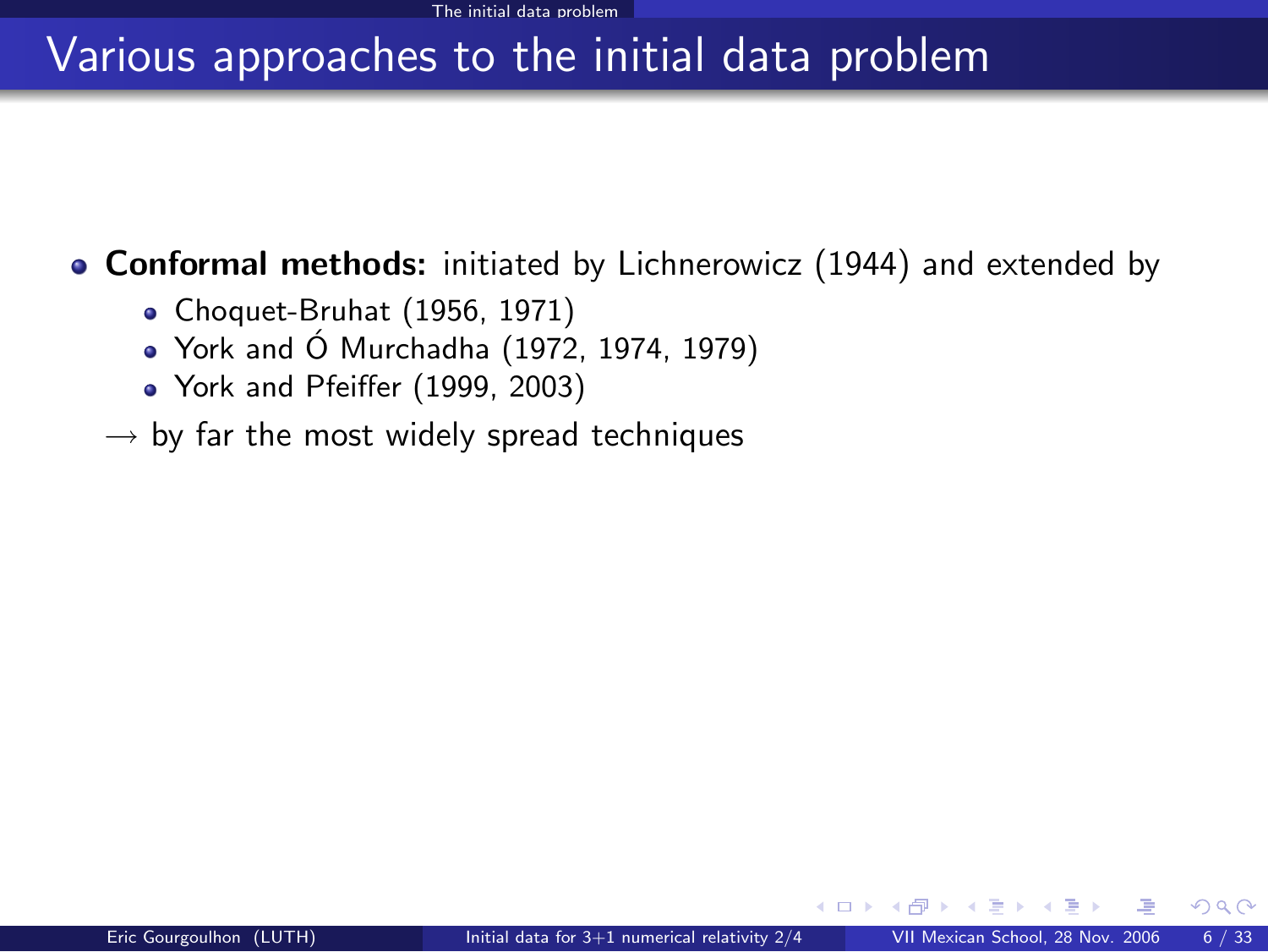# Various approaches to the initial data problem

- **Conformal methods:** initiated by Lichnerowicz (1944) and extended by
  - Choquet-Bruhat (1956, 1971)
  - York and Ó Murchadha (1972, 1974, 1979)
  - York and Pfeiffer (1999, 2003)

$\longrightarrow$ by far the most widely spread techniques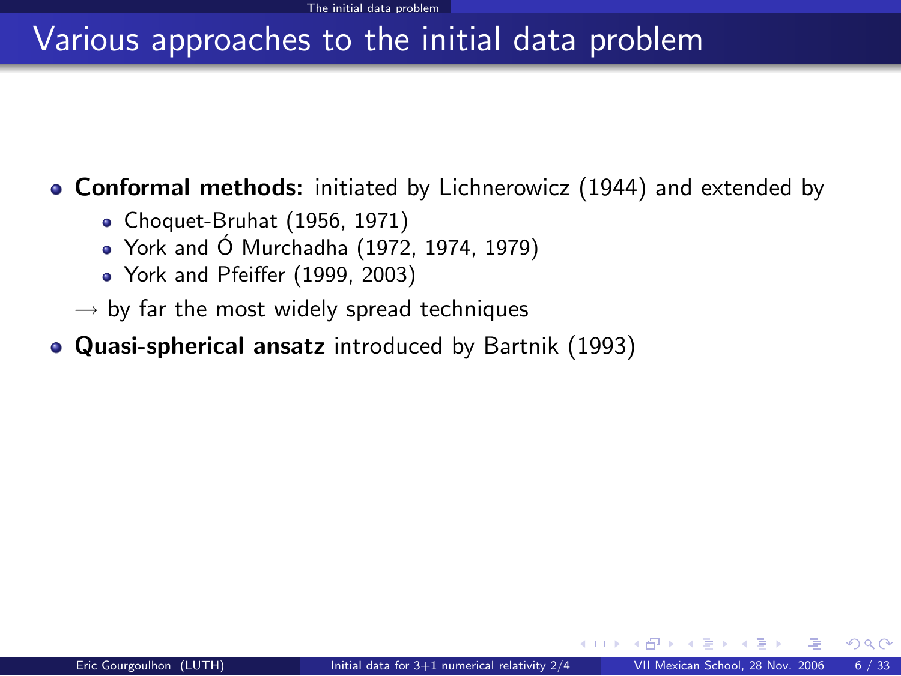# Various approaches to the initial data problem

- **Conformal methods:** initiated by Lichnerowicz (1944) and extended by
  - Choquet-Bruhat (1956, 1971)
  - York and Ó Murchadha (1972, 1974, 1979)
  - York and Pfeiffer (1999, 2003)

  $\longrightarrow$ by far the most widely spread techniques
- **Quasi-spherical ansatz** introduced by Bartnik (1993)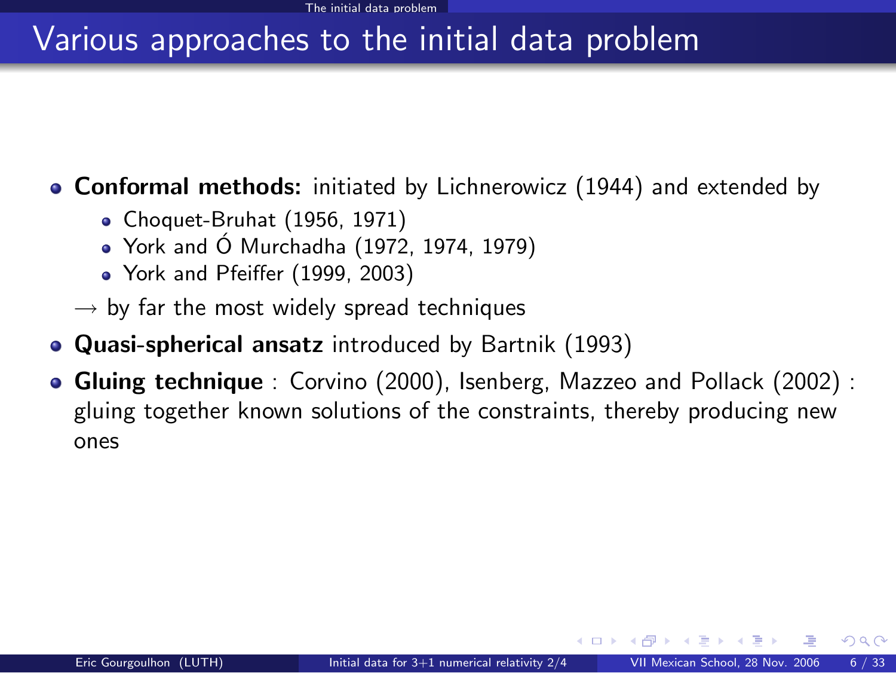# Various approaches to the initial data problem

- **Conformal methods:** initiated by Lichnerowicz (1944) and extended by
  - Choquet-Bruhat (1956, 1971)
  - York and Ó Murchadha (1972, 1974, 1979)
  - York and Pfeiffer (1999, 2003)

  $\longrightarrow$ by far the most widely spread techniques
- **Quasi-spherical ansatz** introduced by Bartnik (1993)
- **Gluing technique** : Corvino (2000), Isenberg, Mazzeo and Pollack (2002) : gluing together known solutions of the constraints, thereby producing new ones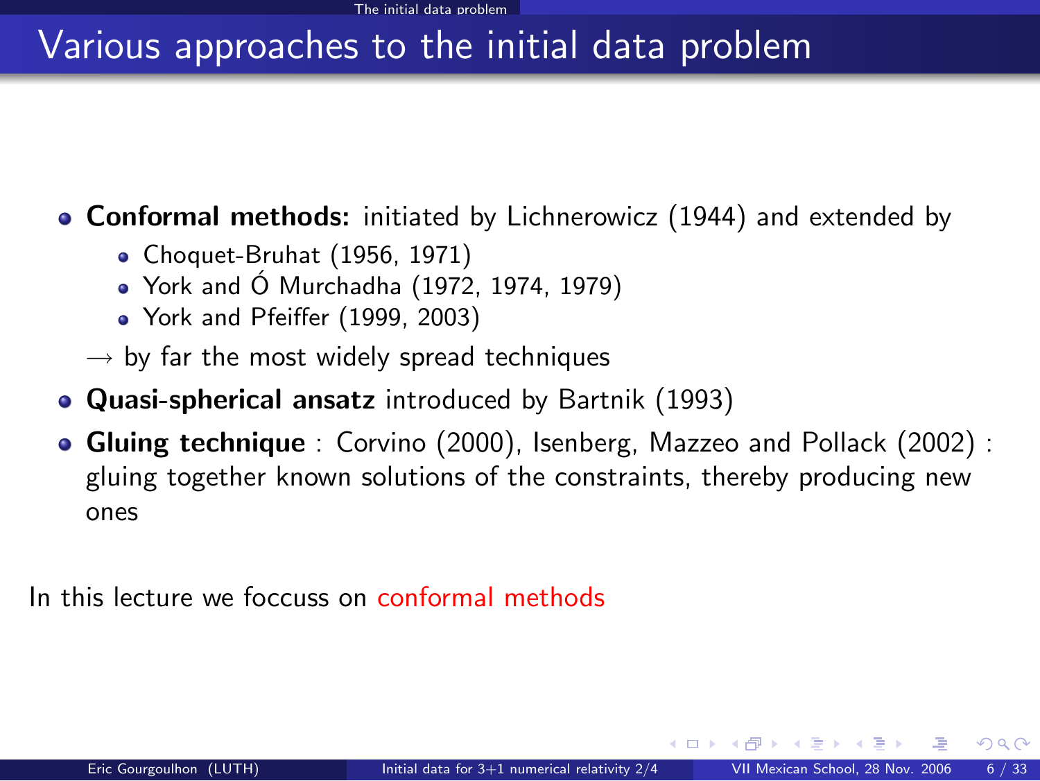# Various approaches to the initial data problem

- **Conformal methods:** initiated by Lichnerowicz (1944) and extended by
  - Choquet-Bruhat (1956, 1971)
  - York and Ó Murchadha (1972, 1974, 1979)
  - York and Pfeiffer (1999, 2003)

  $\rightarrow$ by far the most widely spread techniques
- **Quasi-spherical ansatz** introduced by Bartnik (1993)
- **Gluing technique** : Corvino (2000), Isenberg, Mazzeo and Pollack (2002) : gluing together known solutions of the constraints, thereby producing new ones

In this lecture we foccuss on conformal methods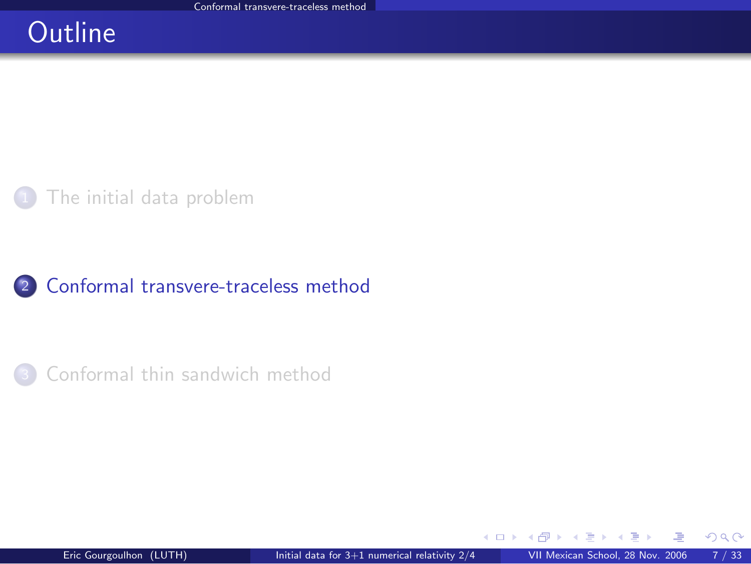# Outline

1. The initial data problem
2. Conformal transvere-traceless method
3. Conformal thin sandwich method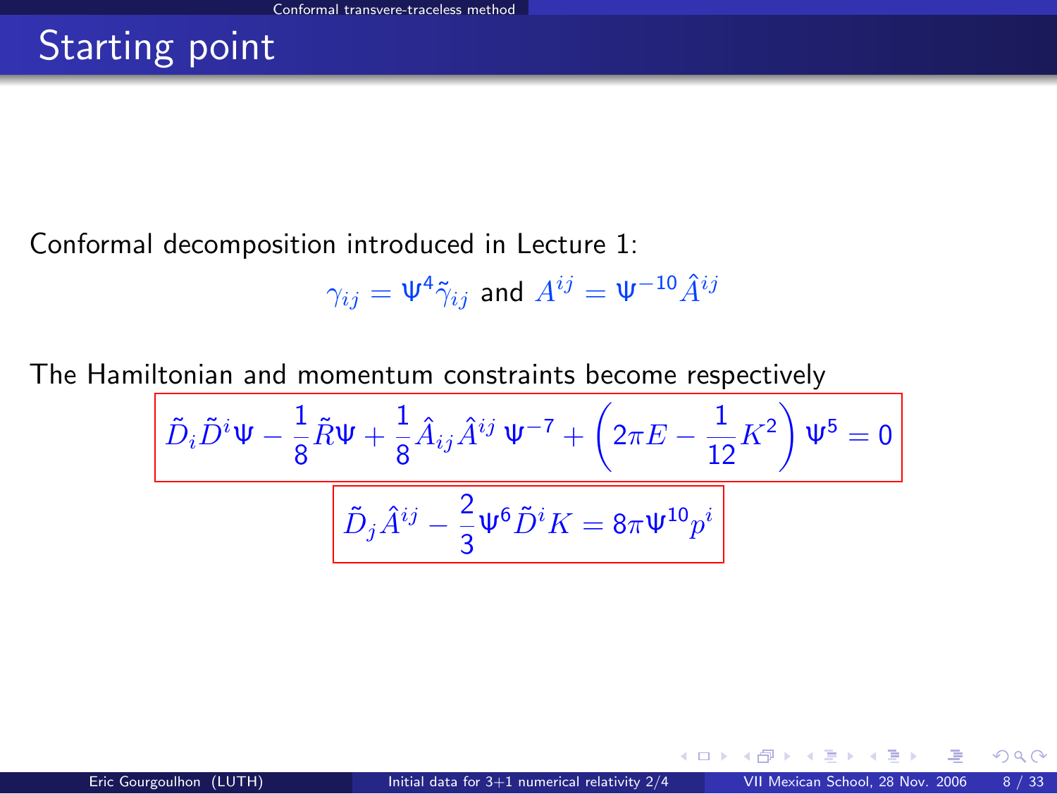# Starting point

Conformal decomposition introduced in Lecture 1:

$$\gamma_{ij} = \Psi^4 \tilde{\gamma}_{ij} \text{ and } A^{ij} = \Psi^{-10} \hat{A}^{ij}$$

The Hamiltonian and momentum constraints become respectively

$$\tilde{D}_i \tilde{D}^i \Psi - \frac{1}{8} \tilde{R} \Psi + \frac{1}{8} \hat{A}_{ij} \hat{A}^{ij} \Psi^{-7} + \left( 2\pi E - \frac{1}{12} K^2 \right) \Psi^5 = 0$$

$$\tilde{D}_j \hat{A}^{ij} - \frac{2}{3} \Psi^6 \tilde{D}^i K = 8\pi \Psi^{10} p^i$$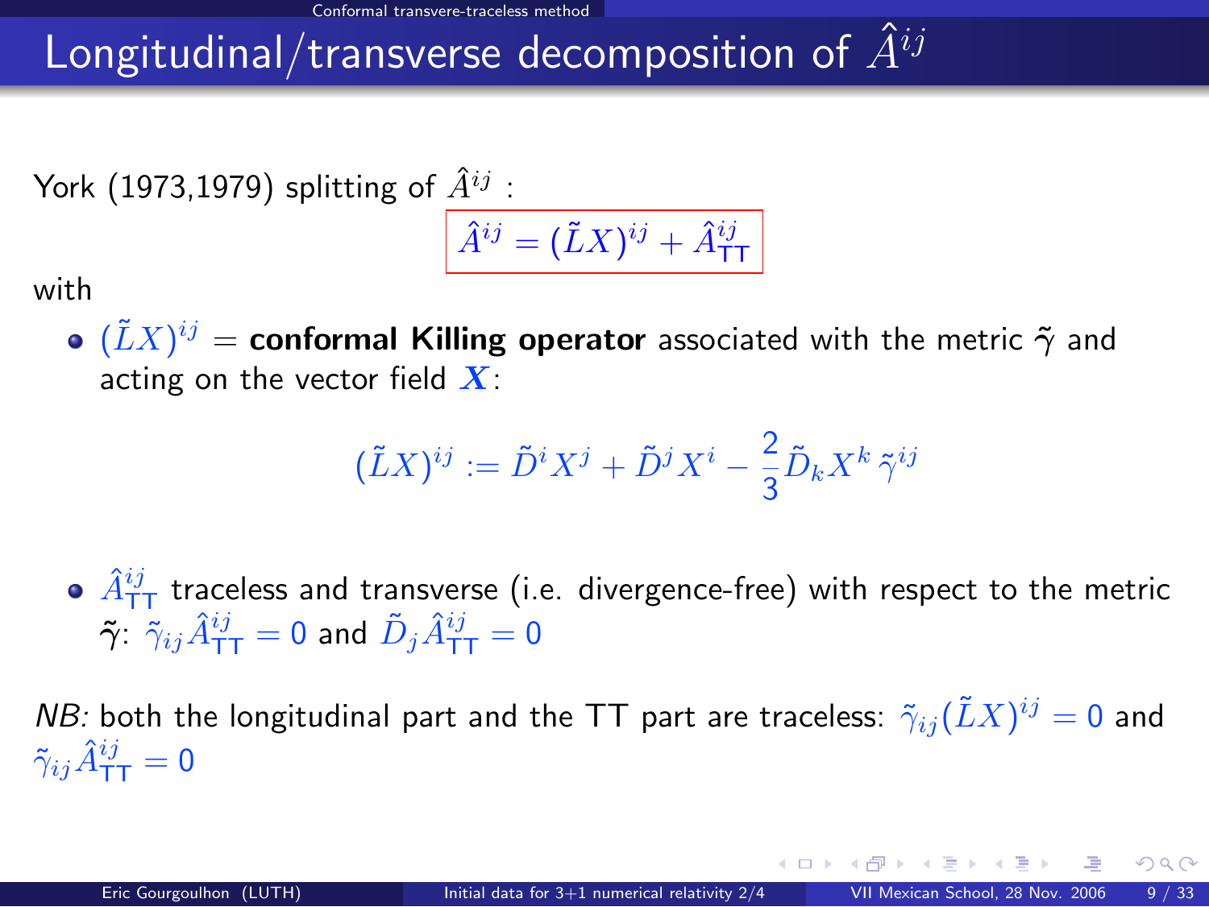# Longitudinal/transverse decomposition of $\hat{A}^{ij}$

York (1973,1979) splitting of $\hat{A}^{ij}$ :

$$\boxed{\hat{A}^{ij} = (\tilde{L}X)^{ij} + \hat{A}^{ij}_{\mathrm{TT}}}$$

with

- $(\tilde{L}X)^{ij}$ = **conformal Killing operator** associated with the metric $\tilde{\gamma}$ and acting on the vector field $\boldsymbol{X}$:

$$(\tilde{L}X)^{ij} := \tilde{D}^i X^j + \tilde{D}^j X^i - \frac{2}{3}\tilde{D}_k X^k \, \tilde{\gamma}^{ij}$$

- $\hat{A}^{ij}_{\mathrm{TT}}$ traceless and transverse (i.e. divergence-free) with respect to the metric $\tilde{\gamma}$: $\tilde{\gamma}_{ij}\hat{A}^{ij}_{\mathrm{TT}} = 0$ and $\tilde{D}_j \hat{A}^{ij}_{\mathrm{TT}} = 0$

*NB:* both the longitudinal part and the TT part are traceless: $\tilde{\gamma}_{ij}(\tilde{L}X)^{ij} = 0$ and $\tilde{\gamma}_{ij}\hat{A}^{ij}_{\mathrm{TT}} = 0$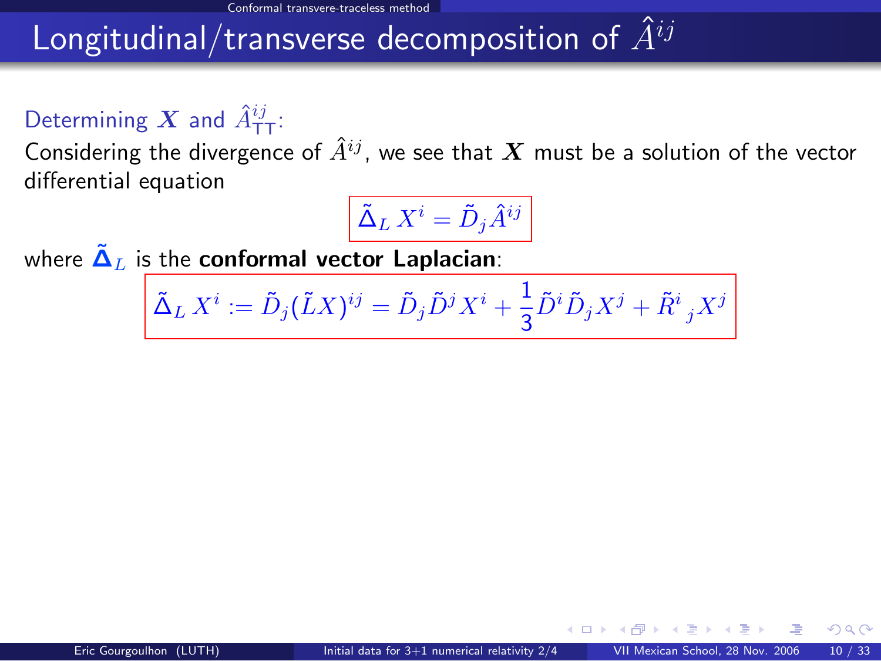# Longitudinal/transverse decomposition of $\hat{A}^{ij}$

Determining $\boldsymbol{X}$ and $\hat{A}^{ij}_{\mathrm{TT}}$:

Considering the divergence of $\hat{A}^{ij}$, we see that $\boldsymbol{X}$ must be a solution of the vector differential equation

$$\tilde{\Delta}_L \, X^i = \tilde{D}_j \hat{A}^{ij}$$

where $\tilde{\boldsymbol{\Delta}}_L$ is the **conformal vector Laplacian**:

$$\tilde{\Delta}_L \, X^i := \tilde{D}_j (\tilde{L}X)^{ij} = \tilde{D}_j \tilde{D}^j X^i + \frac{1}{3} \tilde{D}^i \tilde{D}_j X^j + \tilde{R}^i{}_j X^j$$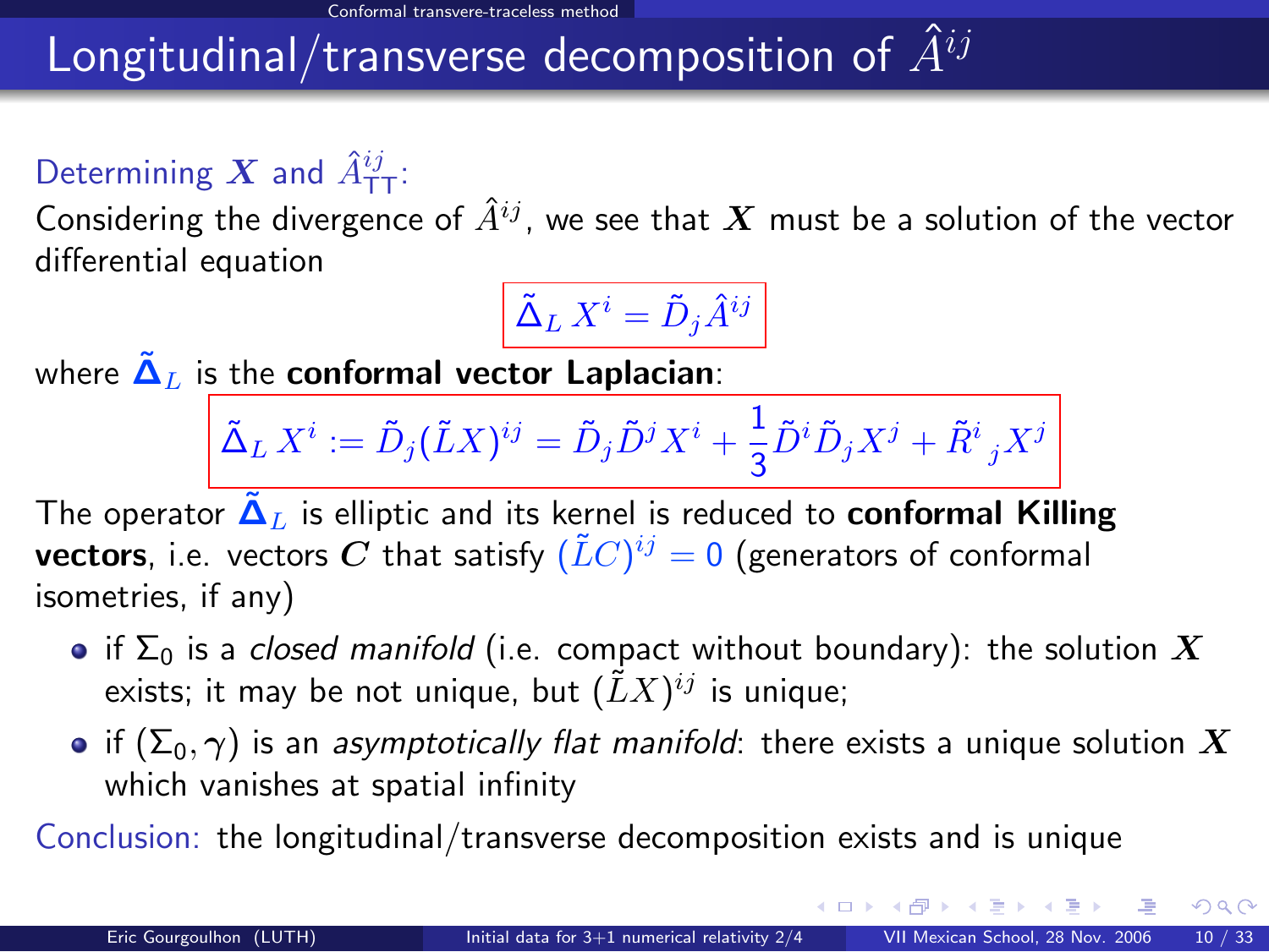# Longitudinal/transverse decomposition of $\hat{A}^{ij}$

**Determining $\boldsymbol{X}$ and $\hat{A}^{ij}_{\mathrm{TT}}$:**

Considering the divergence of $\hat{A}^{ij}$, we see that $\boldsymbol{X}$ must be a solution of the vector differential equation

$$\tilde{\Delta}_L X^i = \tilde{D}_j \hat{A}^{ij}$$

where $\tilde{\boldsymbol{\Delta}}_L$ is the **conformal vector Laplacian**:

$$\tilde{\Delta}_L X^i := \tilde{D}_j (\tilde{L}X)^{ij} = \tilde{D}_j \tilde{D}^j X^i + \frac{1}{3} \tilde{D}^i \tilde{D}_j X^j + \tilde{R}^i_{\ j} X^j$$

The operator $\tilde{\boldsymbol{\Delta}}_L$ is elliptic and its kernel is reduced to **conformal Killing vectors**, i.e. vectors $\boldsymbol{C}$ that satisfy $(\tilde{L}C)^{ij} = 0$ (generators of conformal isometries, if any)

- if $\Sigma_0$ is a *closed manifold* (i.e. compact without boundary): the solution $\boldsymbol{X}$ exists; it may be not unique, but $(\tilde{L}X)^{ij}$ is unique;
- if $(\Sigma_0, \gamma)$ is an *asymptotically flat manifold*: there exists a unique solution $\boldsymbol{X}$ which vanishes at spatial infinity

**Conclusion:** the longitudinal/transverse decomposition exists and is unique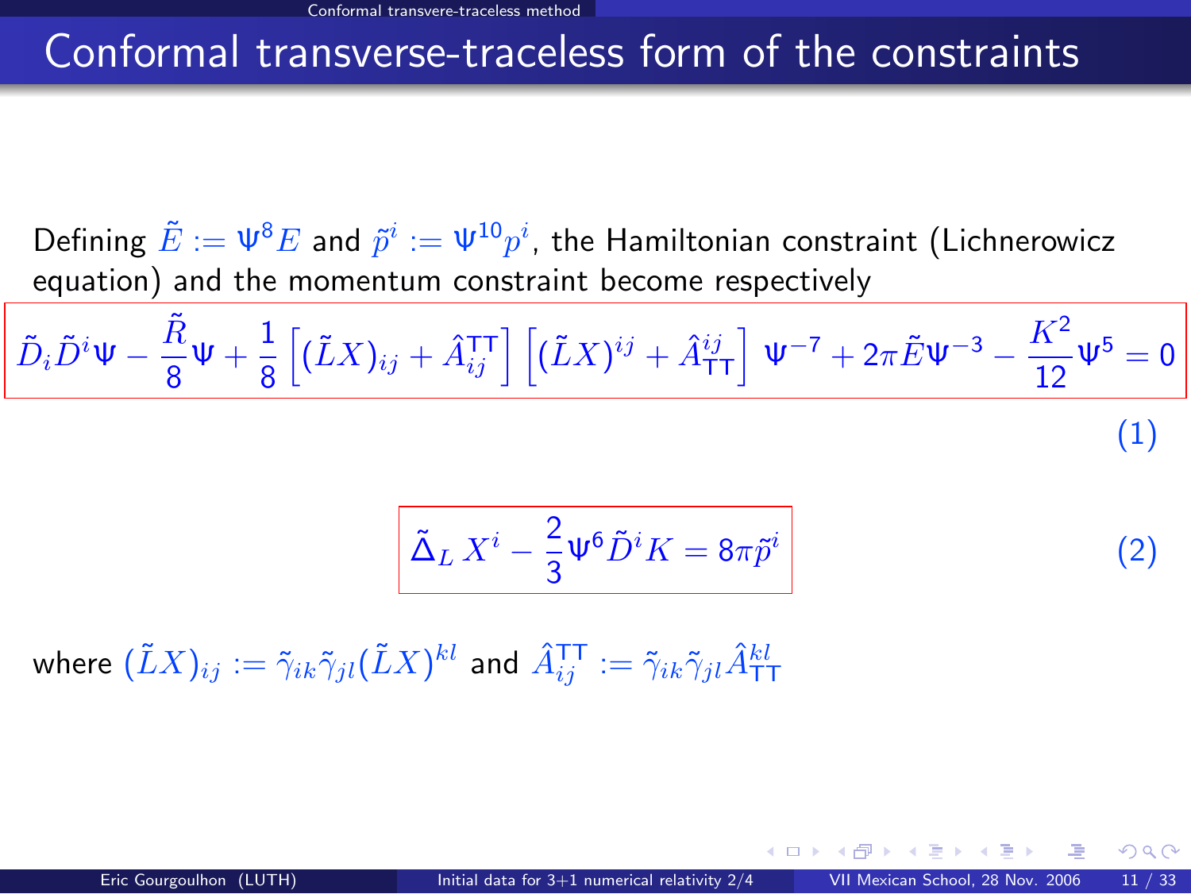# Conformal transverse-traceless form of the constraints

Defining $\tilde{E} := \Psi^8 E$ and $\tilde{p}^i := \Psi^{10} p^i$, the Hamiltonian constraint (Lichnerowicz equation) and the momentum constraint become respectively

$$\tilde{D}_i \tilde{D}^i \Psi - \frac{\tilde{R}}{8}\Psi + \frac{1}{8}\left[(\tilde{L}X)_{ij} + \hat{A}^{\mathrm{TT}}_{ij}\right]\left[(\tilde{L}X)^{ij} + \hat{A}^{ij}_{\mathrm{TT}}\right]\Psi^{-7} + 2\pi\tilde{E}\Psi^{-3} - \frac{K^2}{12}\Psi^5 = 0 \tag{1}$$

$$\tilde{\Delta}_L X^i - \frac{2}{3}\Psi^6 \tilde{D}^i K = 8\pi \tilde{p}^i \tag{2}$$

where $(\tilde{L}X)_{ij} := \tilde{\gamma}_{ik}\tilde{\gamma}_{jl}(\tilde{L}X)^{kl}$ and $\hat{A}^{\mathrm{TT}}_{ij} := \tilde{\gamma}_{ik}\tilde{\gamma}_{jl}\hat{A}^{kl}_{\mathrm{TT}}$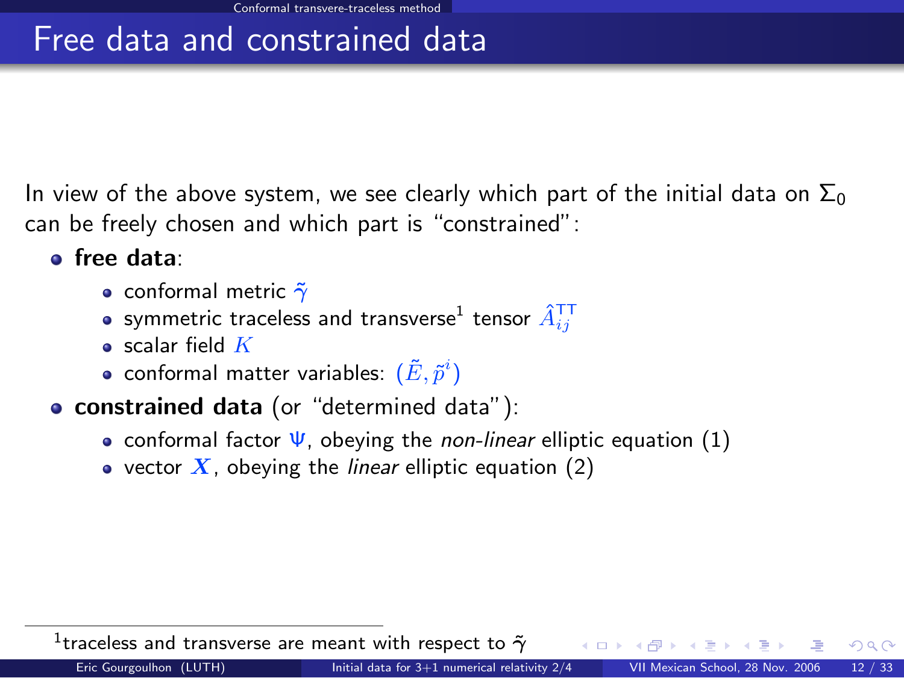# Free data and constrained data

In view of the above system, we see clearly which part of the initial data on $\Sigma_0$ can be freely chosen and which part is "constrained":

- **free data**:
  - conformal metric $\tilde{\gamma}$
  - symmetric traceless and transverse[1] tensor $\hat{A}^{\rm TT}_{ij}$
  - scalar field $K$
  - conformal matter variables: $(\tilde{E}, \tilde{p}^i)$
- **constrained data** (or "determined data"):
  - conformal factor $\Psi$, obeying the *non-linear* elliptic equation (1)
  - vector $\boldsymbol{X}$, obeying the *linear* elliptic equation (2)

[1] traceless and transverse are meant with respect to $\tilde{\gamma}$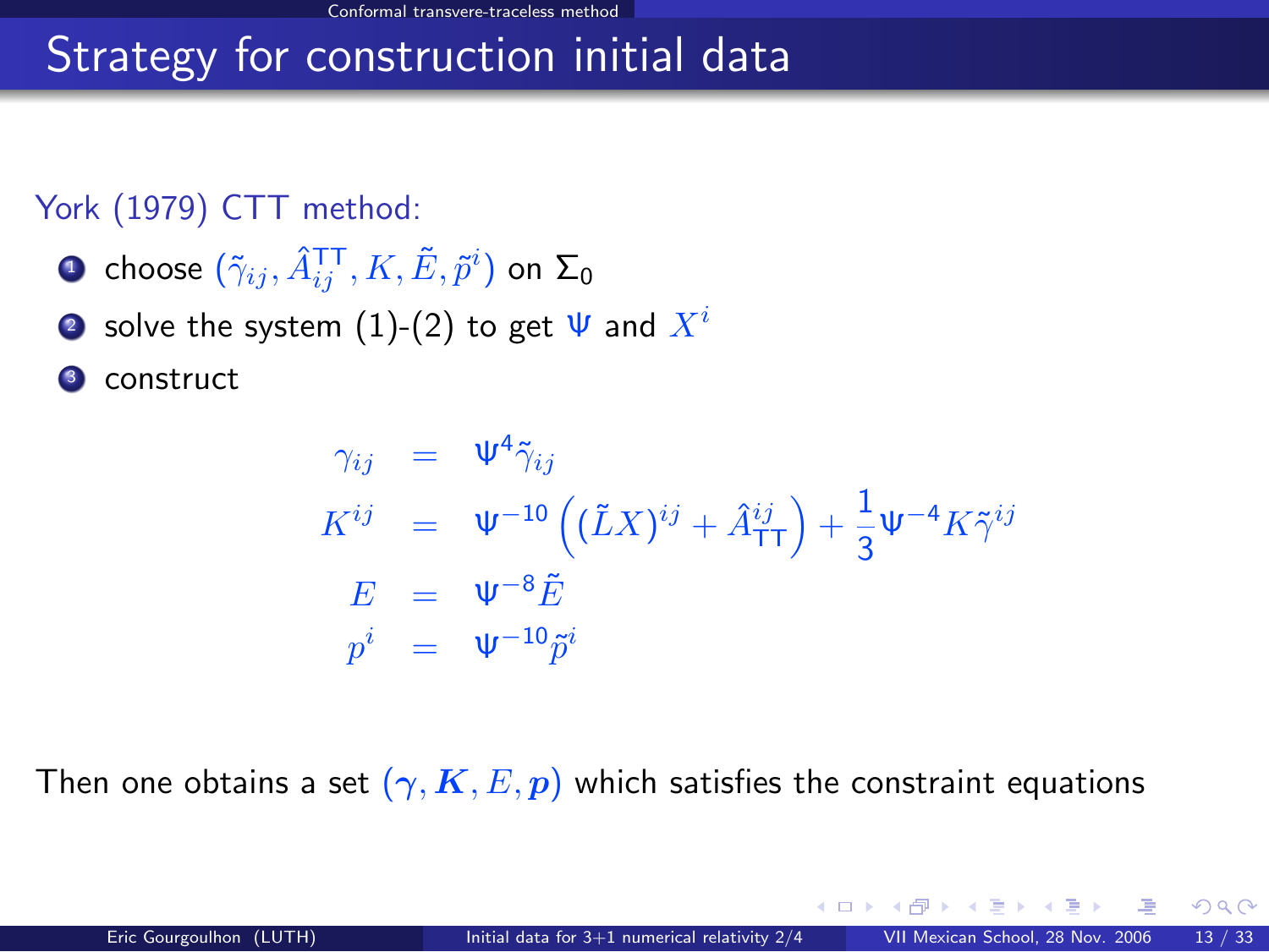# Strategy for construction initial data

York (1979) CTT method:

1. choose $(\tilde{\gamma}_{ij}, \hat{A}^{\rm TT}_{ij}, K, \tilde{E}, \tilde{p}^i)$ on $\Sigma_0$
2. solve the system (1)-(2) to get $\Psi$ and $X^i$
3. construct

$$
\begin{aligned}
\gamma_{ij} &= \Psi^4 \tilde{\gamma}_{ij} \\
K^{ij} &= \Psi^{-10} \left( (\tilde{L}X)^{ij} + \hat{A}^{ij}_{\rm TT} \right) + \frac{1}{3} \Psi^{-4} K \tilde{\gamma}^{ij} \\
E &= \Psi^{-8} \tilde{E} \\
p^i &= \Psi^{-10} \tilde{p}^i
\end{aligned}
$$

Then one obtains a set $(\gamma, \boldsymbol{K}, E, \boldsymbol{p})$ which satisfies the constraint equations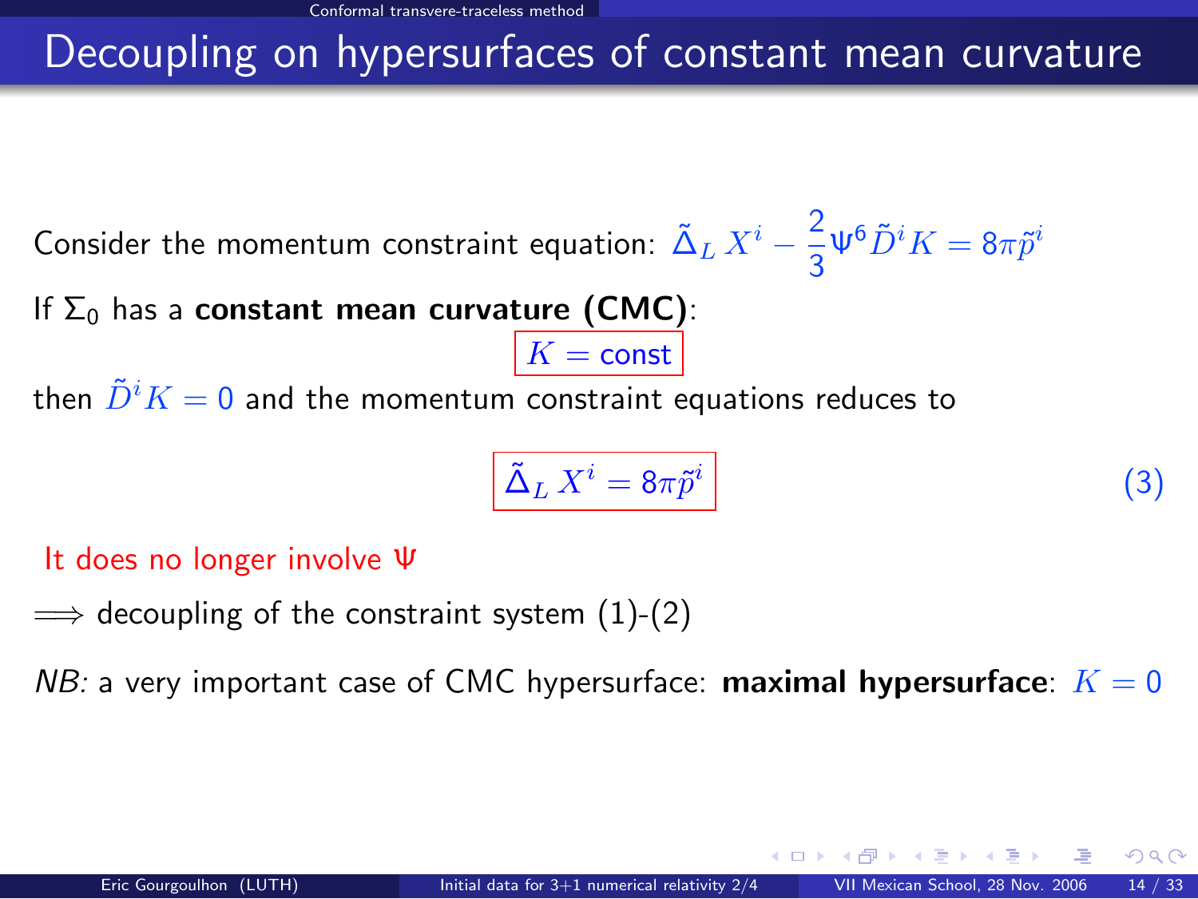# Decoupling on hypersurfaces of constant mean curvature

Consider the momentum constraint equation: $\tilde{\Delta}_L X^i - \frac{2}{3}\Psi^6 \tilde{D}^i K = 8\pi \tilde{p}^i$

If $\Sigma_0$ has a **constant mean curvature (CMC)**:

$$K = \text{const}$$

then $\tilde{D}^i K = 0$ and the momentum constraint equations reduces to

$$\tilde{\Delta}_L X^i = 8\pi \tilde{p}^i \qquad (3)$$

It does no longer involve $\Psi$

$\Longrightarrow$ decoupling of the constraint system (1)-(2)

*NB:* a very important case of CMC hypersurface: **maximal hypersurface**: $K = 0$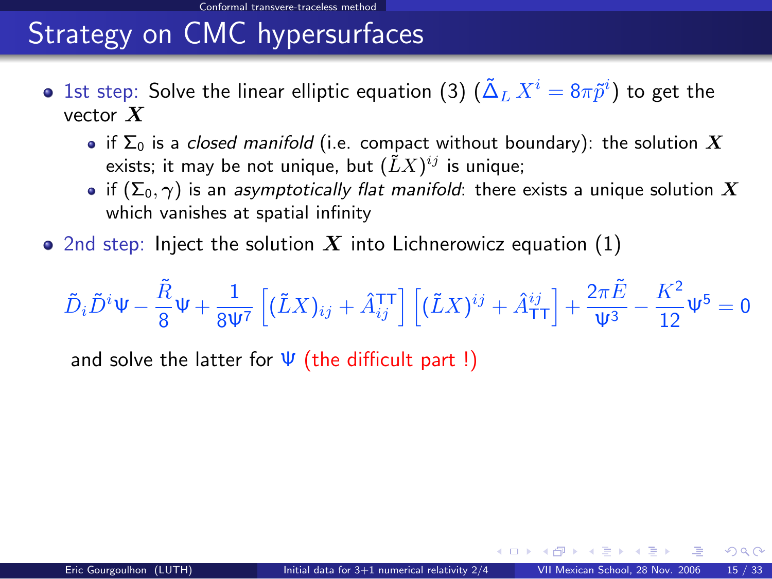# Strategy on CMC hypersurfaces

- 1st step: Solve the linear elliptic equation (3) ($\tilde{\Delta}_L X^i = 8\pi \tilde{p}^i$) to get the vector $\boldsymbol{X}$
  - if $\Sigma_0$ is a *closed manifold* (i.e. compact without boundary): the solution $\boldsymbol{X}$ exists; it may be not unique, but $(\tilde{L}X)^{ij}$ is unique;
  - if $(\Sigma_0, \gamma)$ is an *asymptotically flat manifold*: there exists a unique solution $\boldsymbol{X}$ which vanishes at spatial infinity
- 2nd step: Inject the solution $\boldsymbol{X}$ into Lichnerowicz equation (1)

$$\tilde{D}_i \tilde{D}^i \Psi - \frac{\tilde{R}}{8}\Psi + \frac{1}{8\Psi^7}\left[(\tilde{L}X)_{ij} + \hat{A}^{\rm TT}_{ij}\right]\left[(\tilde{L}X)^{ij} + \hat{A}^{ij}_{\rm TT}\right] + \frac{2\pi\tilde{E}}{\Psi^3} - \frac{K^2}{12}\Psi^5 = 0$$

and solve the latter for $\Psi$ (the difficult part !)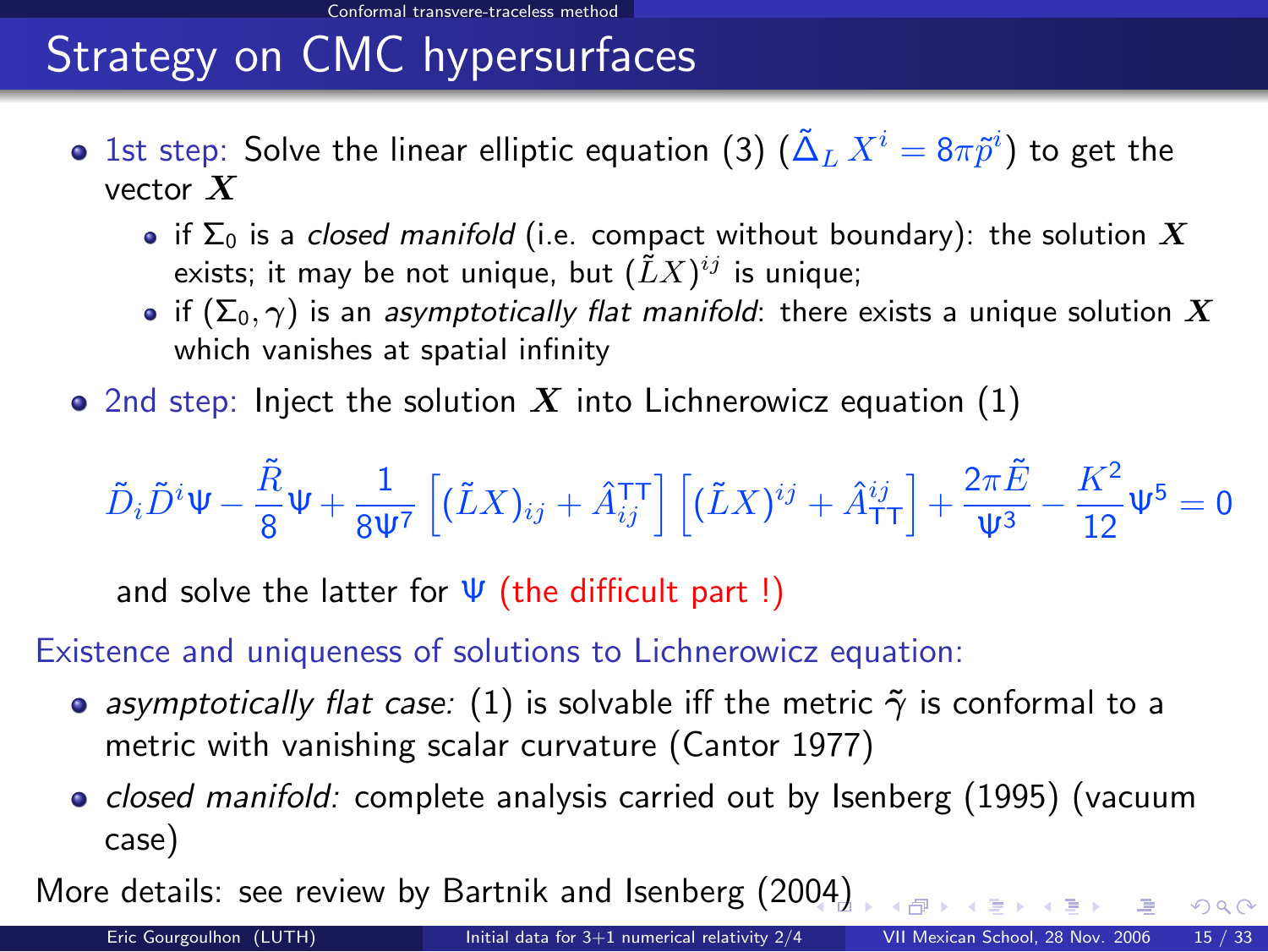# Strategy on CMC hypersurfaces

- 1st step: Solve the linear elliptic equation (3) ($\tilde{\Delta}_L X^i = 8\pi \tilde{p}^i$) to get the vector $\boldsymbol{X}$
  - if $\Sigma_0$ is a *closed manifold* (i.e. compact without boundary): the solution $\boldsymbol{X}$ exists; it may be not unique, but $(\tilde{L}X)^{ij}$ is unique;
  - if $(\Sigma_0, \gamma)$ is an *asymptotically flat manifold*: there exists a unique solution $\boldsymbol{X}$ which vanishes at spatial infinity
- 2nd step: Inject the solution $\boldsymbol{X}$ into Lichnerowicz equation (1)

$$\tilde{D}_i \tilde{D}^i \Psi - \frac{\tilde{R}}{8}\Psi + \frac{1}{8\Psi^7}\left[(\tilde{L}X)_{ij} + \hat{A}^{\mathrm{TT}}_{ij}\right]\left[(\tilde{L}X)^{ij} + \hat{A}^{ij}_{\mathrm{TT}}\right] + \frac{2\pi \tilde{E}}{\Psi^3} - \frac{K^2}{12}\Psi^5 = 0$$

and solve the latter for $\Psi$ (the difficult part !)

Existence and uniqueness of solutions to Lichnerowicz equation:

- *asymptotically flat case:* (1) is solvable iff the metric $\tilde{\gamma}$ is conformal to a metric with vanishing scalar curvature (Cantor 1977)
- *closed manifold:* complete analysis carried out by Isenberg (1995) (vacuum case)

More details: see review by Bartnik and Isenberg (2004)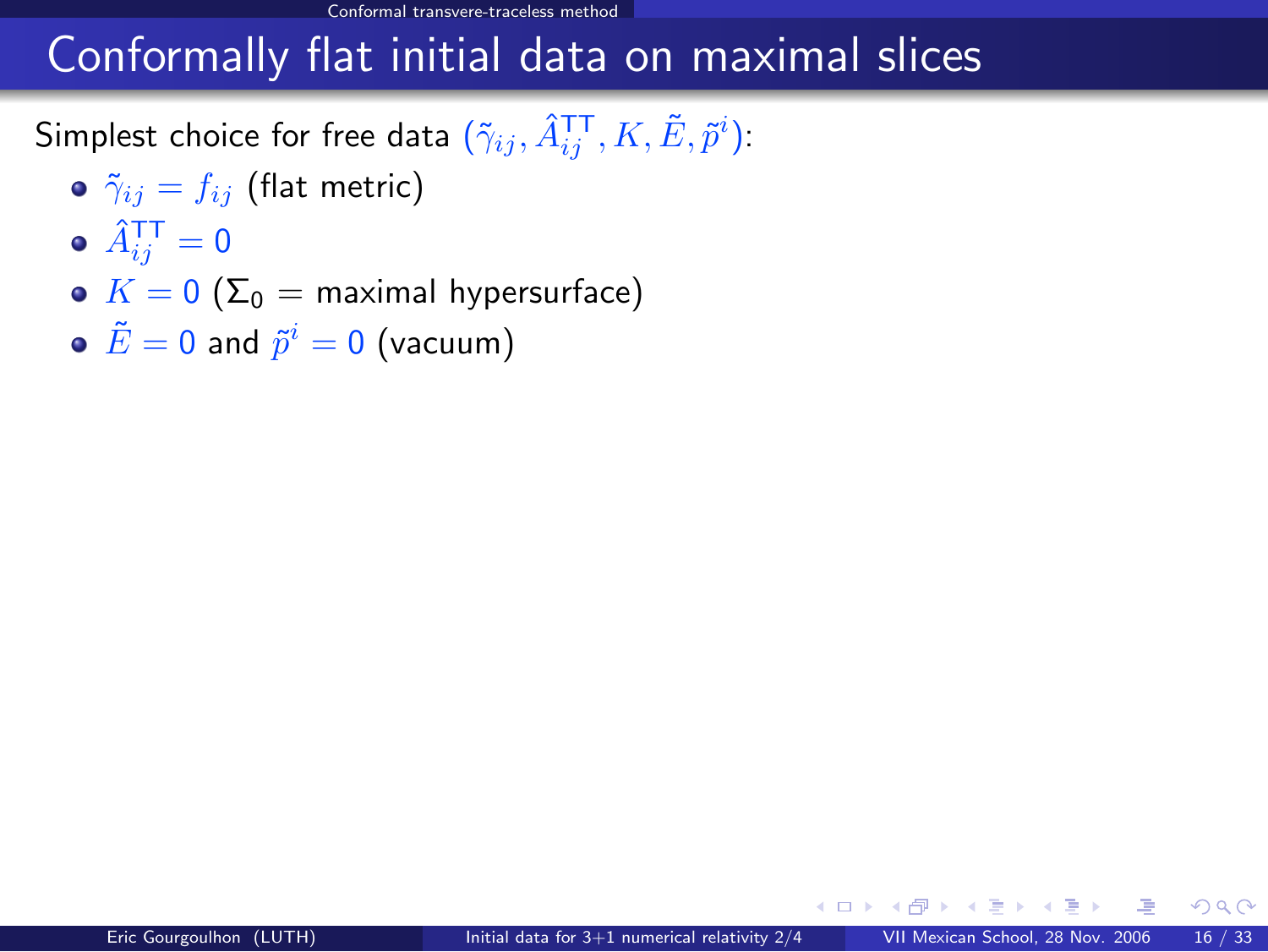# Conformally flat initial data on maximal slices

Simplest choice for free data $(\tilde{\gamma}_{ij}, \hat{A}^{\mathrm{TT}}_{ij}, K, \tilde{E}, \tilde{p}^i)$:

- $\tilde{\gamma}_{ij} = f_{ij}$ (flat metric)
- $\hat{A}^{\mathrm{TT}}_{ij} = 0$
- $K = 0$ ($\Sigma_0$ = maximal hypersurface)
- $\tilde{E} = 0$ and $\tilde{p}^i = 0$ (vacuum)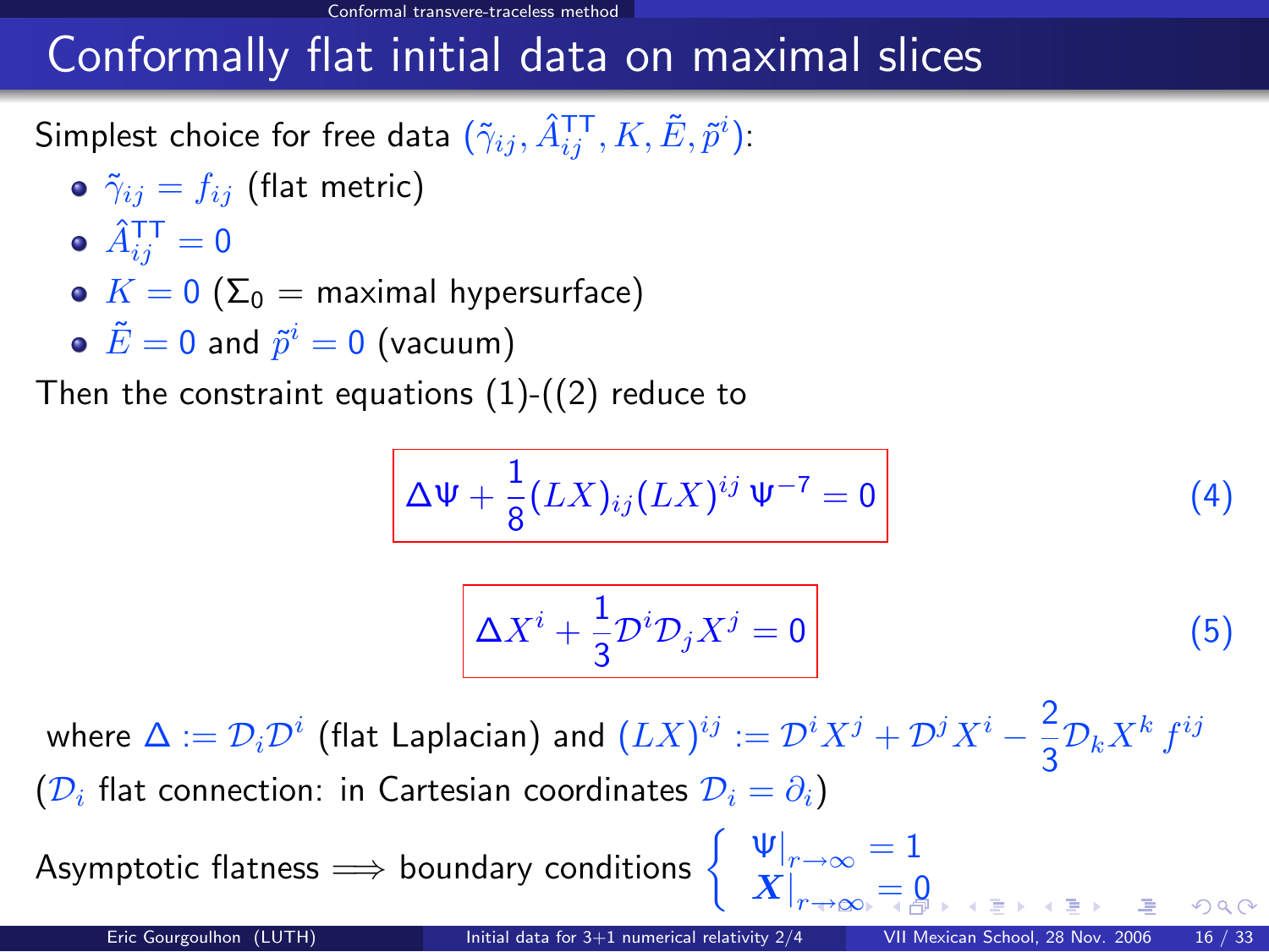# Conformally flat initial data on maximal slices

Simplest choice for free data $(\tilde{\gamma}_{ij}, \hat{A}^{\mathrm{TT}}_{ij}, K, \tilde{E}, \tilde{p}^i)$:

- $\tilde{\gamma}_{ij} = f_{ij}$ (flat metric)
- $\hat{A}^{\mathrm{TT}}_{ij} = 0$
- $K = 0$ ($\Sigma_0 =$ maximal hypersurface)
- $\tilde{E} = 0$ and $\tilde{p}^i = 0$ (vacuum)

Then the constraint equations (1)-((2) reduce to

$$\Delta \Psi + \frac{1}{8} (LX)_{ij} (LX)^{ij} \, \Psi^{-7} = 0 \tag{4}$$

$$\Delta X^i + \frac{1}{3} \mathcal{D}^i \mathcal{D}_j X^j = 0 \tag{5}$$

where $\Delta := \mathcal{D}_i \mathcal{D}^i$ (flat Laplacian) and $(LX)^{ij} := \mathcal{D}^i X^j + \mathcal{D}^j X^i - \frac{2}{3} \mathcal{D}_k X^k \, f^{ij}$ ($\mathcal{D}_i$ flat connection: in Cartesian coordinates $\mathcal{D}_i = \partial_i$)

Asymptotic flatness $\Longrightarrow$ boundary conditions $\begin{cases} \Psi|_{r \to \infty} = 1 \\ \boldsymbol{X}|_{r \to \infty} = 0 \end{cases}$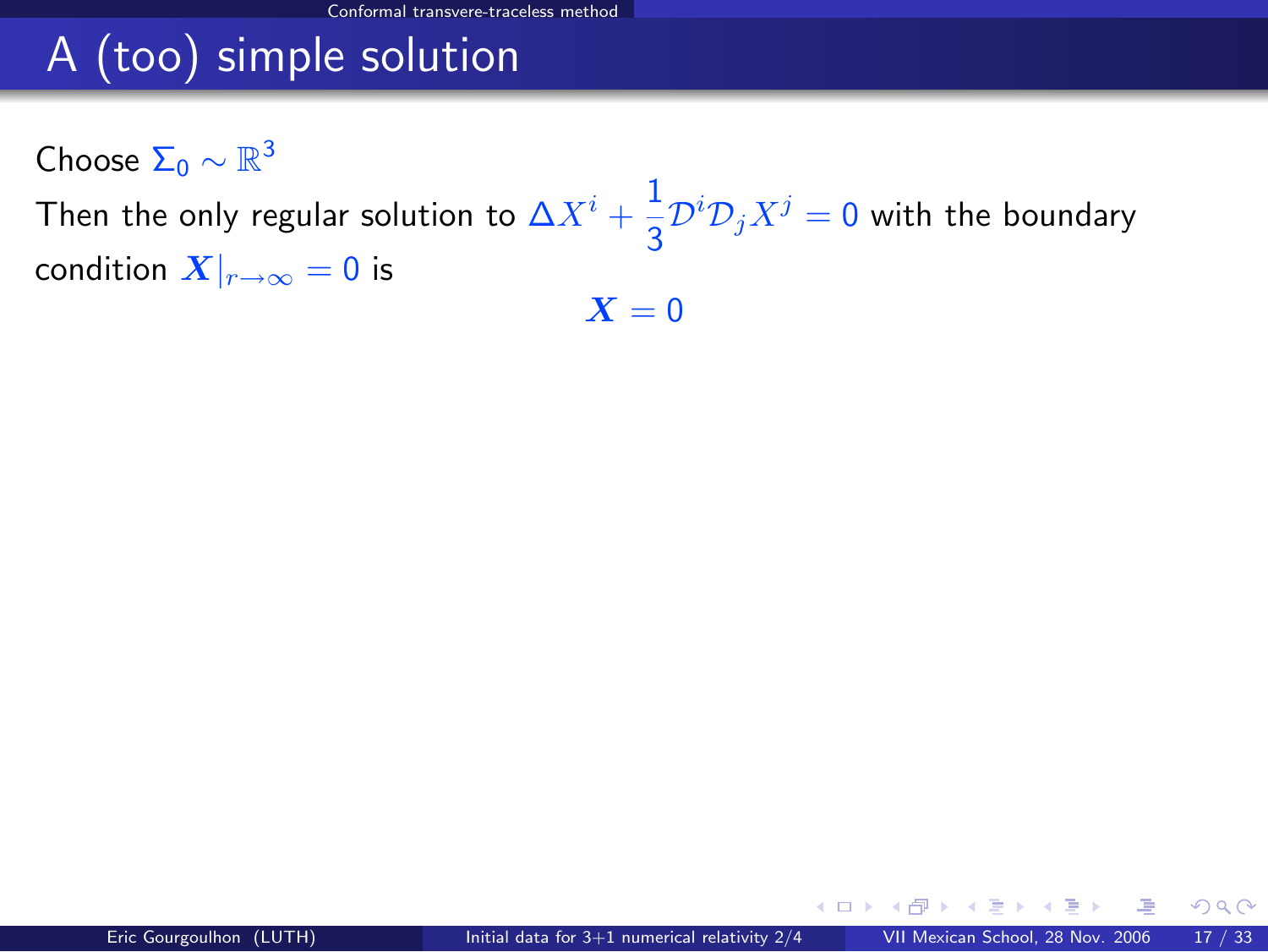# A (too) simple solution

Choose $\Sigma_0 \sim \mathbb{R}^3$

Then the only regular solution to $\Delta X^i + \frac{1}{3}\mathcal{D}^i\mathcal{D}_j X^j = 0$ with the boundary condition $\boldsymbol{X}|_{r\to\infty} = 0$ is

$$\boldsymbol{X} = 0$$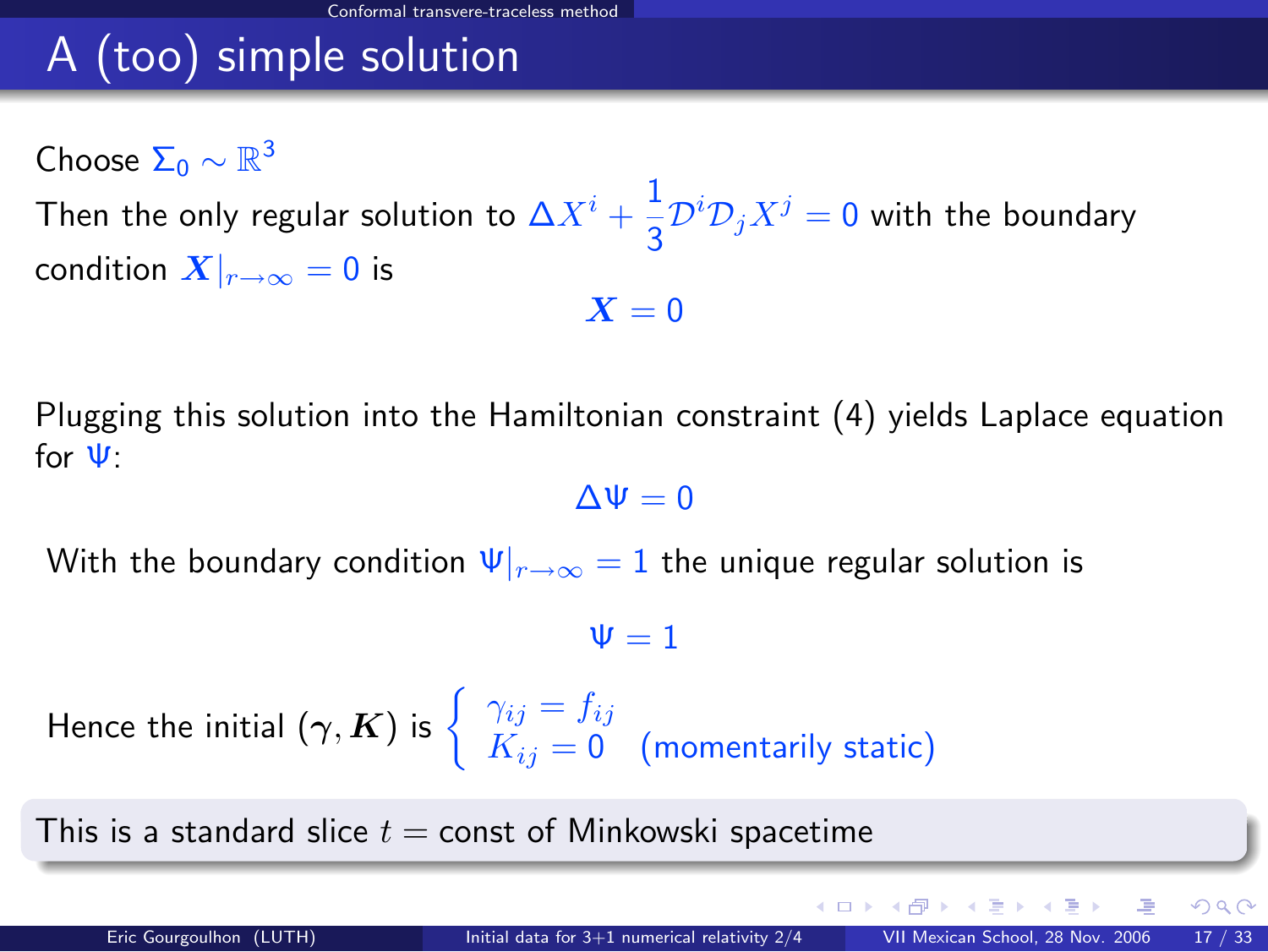# A (too) simple solution

Choose $\Sigma_0 \sim \mathbb{R}^3$

Then the only regular solution to $\Delta X^i + \frac{1}{3}\mathcal{D}^i \mathcal{D}_j X^j = 0$ with the boundary condition $\boldsymbol{X}|_{r\to\infty} = 0$ is

$$\boldsymbol{X} = 0$$

Plugging this solution into the Hamiltonian constraint (4) yields Laplace equation for $\Psi$:

$$\Delta \Psi = 0$$

With the boundary condition $\Psi|_{r\to\infty} = 1$ the unique regular solution is

$$\Psi = 1$$

Hence the initial $(\boldsymbol{\gamma}, \boldsymbol{K})$ is $\begin{cases} \gamma_{ij} = f_{ij} \\ K_{ij} = 0 \end{cases}$ (momentarily static)

This is a standard slice $t =$ const of Minkowski spacetime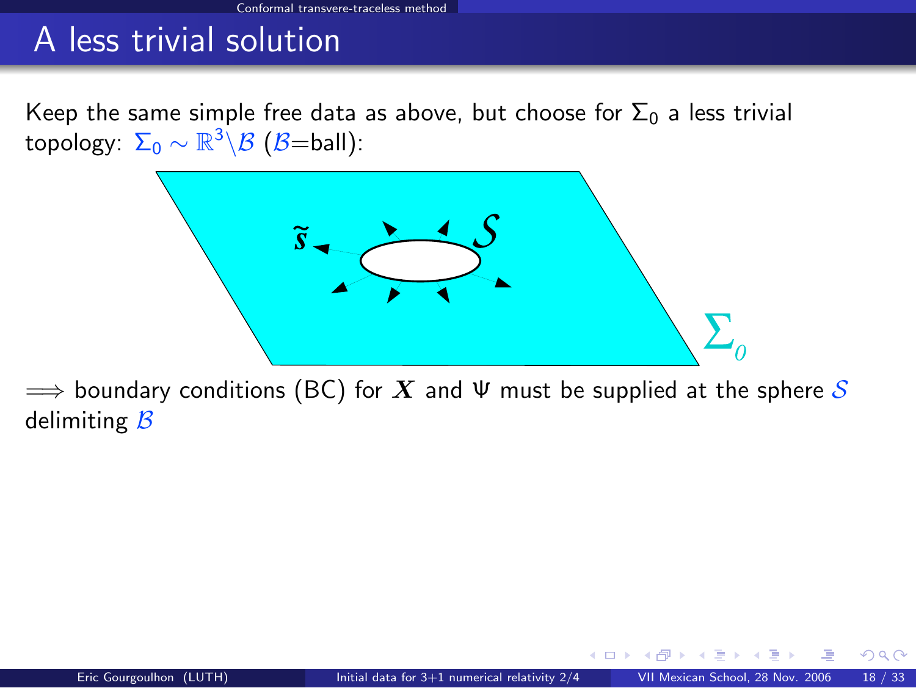# A less trivial solution

Keep the same simple free data as above, but choose for $\Sigma_0$ a less trivial topology: $\Sigma_0 \sim \mathbb{R}^3 \backslash \mathcal{B}$ ($\mathcal{B}$=ball):

$\Longrightarrow$ boundary conditions (BC) for $\boldsymbol{X}$ and $\Psi$ must be supplied at the sphere $\mathcal{S}$ delimiting $\mathcal{B}$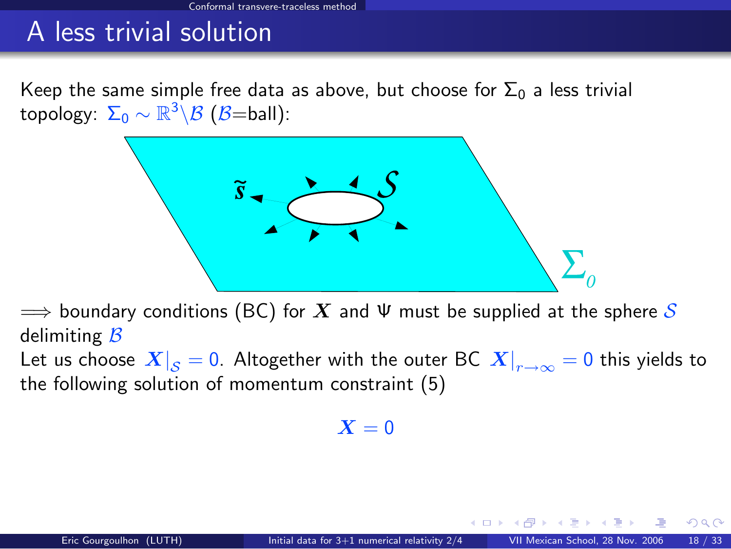# A less trivial solution

Keep the same simple free data as above, but choose for $\Sigma_0$ a less trivial topology: $\Sigma_0 \sim \mathbb{R}^3 \backslash \mathcal{B}$ ($\mathcal{B}$=ball):

$\Longrightarrow$ boundary conditions (BC) for $\boldsymbol{X}$ and $\Psi$ must be supplied at the sphere $\mathcal{S}$ delimiting $\mathcal{B}$

Let us choose $\boldsymbol{X}|_{\mathcal{S}} = 0$. Altogether with the outer BC $\boldsymbol{X}|_{r\to\infty} = 0$ this yields to the following solution of momentum constraint (5)

$$\boldsymbol{X} = 0$$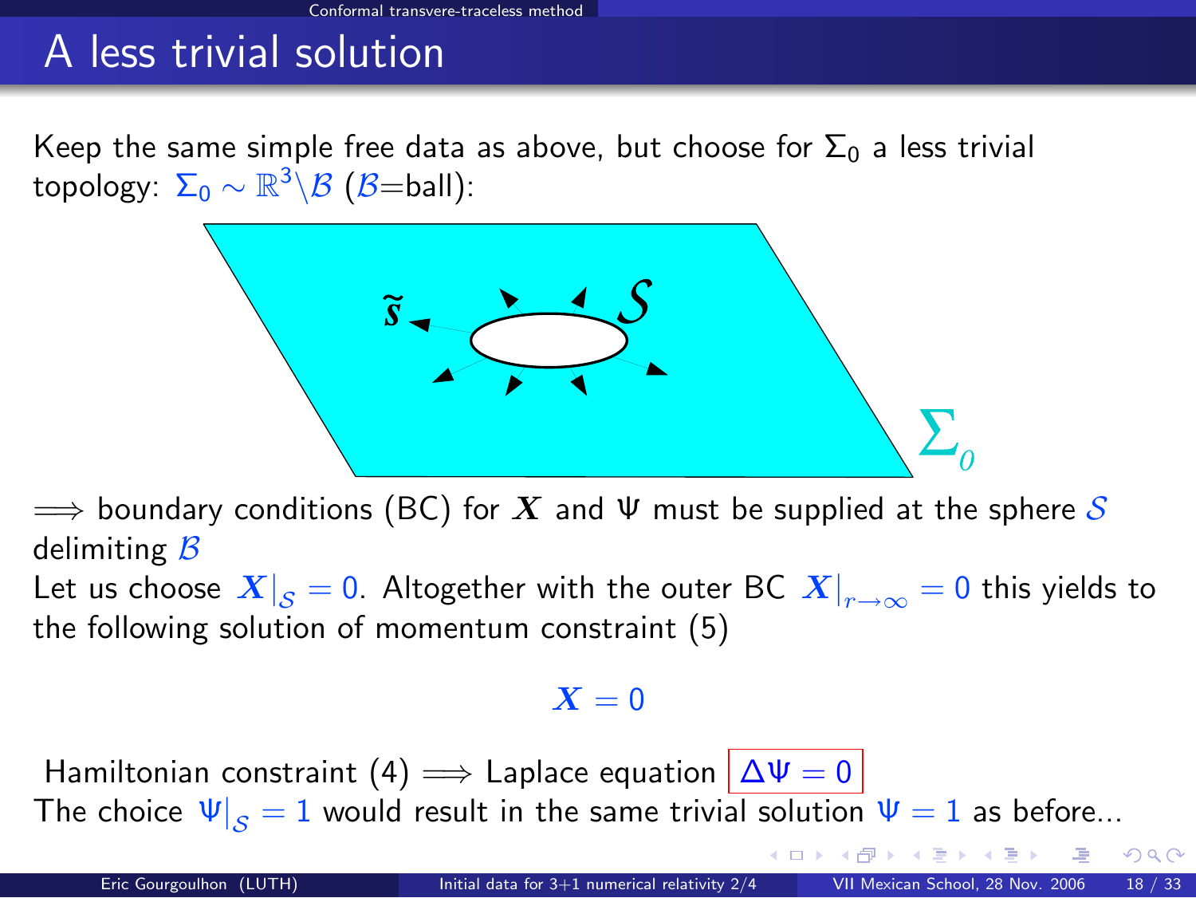# A less trivial solution

Keep the same simple free data as above, but choose for $\Sigma_0$ a less trivial topology: $\Sigma_0 \sim \mathbb{R}^3 \backslash \mathcal{B}$ ($\mathcal{B}$=ball):

$\Longrightarrow$ boundary conditions (BC) for $\boldsymbol{X}$ and $\Psi$ must be supplied at the sphere $\mathcal{S}$ delimiting $\mathcal{B}$

Let us choose $\boldsymbol{X}|_{\mathcal{S}} = 0$. Altogether with the outer BC $\boldsymbol{X}|_{r\to\infty} = 0$ this yields to the following solution of momentum constraint (5)

$$\boldsymbol{X} = 0$$

Hamiltonian constraint (4) $\Longrightarrow$ Laplace equation $\boxed{\Delta\Psi = 0}$

The choice $\Psi|_{\mathcal{S}} = 1$ would result in the same trivial solution $\Psi = 1$ as before...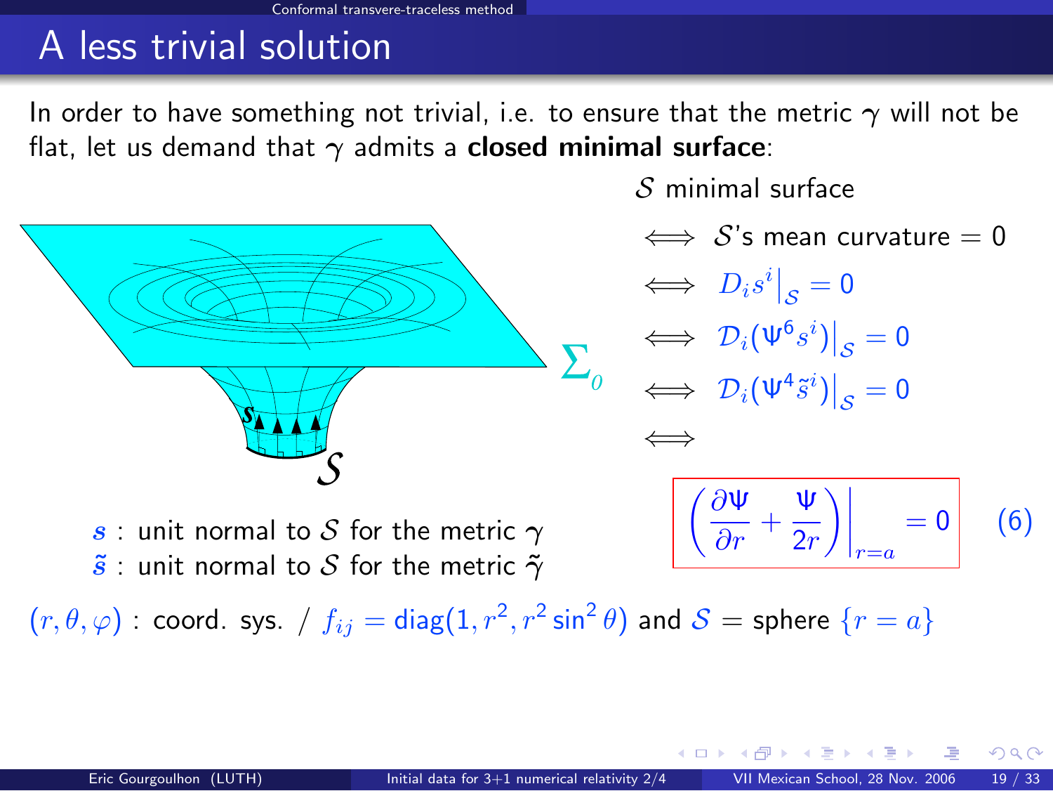# A less trivial solution

In order to have something not trivial, i.e. to ensure that the metric $\gamma$ will not be flat, let us demand that $\gamma$ admits a **closed minimal surface**:

$\mathcal{S}$ minimal surface

$\iff$ $\mathcal{S}$'s mean curvature $= 0$

$\iff$ $D_i s^i \big|_{\mathcal{S}} = 0$

$\iff$ $\mathcal{D}_i(\Psi^6 s^i)\big|_{\mathcal{S}} = 0$

$\iff$ $\mathcal{D}_i(\Psi^4 \tilde{s}^i)\big|_{\mathcal{S}} = 0$

$\iff$

$$\left. \left( \frac{\partial \Psi}{\partial r} + \frac{\Psi}{2r} \right) \right|_{r=a} = 0 \qquad (6)$$

$\boldsymbol{s}$ : unit normal to $\mathcal{S}$ for the metric $\gamma$

$\tilde{\boldsymbol{s}}$ : unit normal to $\mathcal{S}$ for the metric $\tilde{\gamma}$

$(r, \theta, \varphi)$ : coord. sys. / $f_{ij} = \mathrm{diag}(1, r^2, r^2 \sin^2 \theta)$ and $\mathcal{S}$ = sphere $\{r = a\}$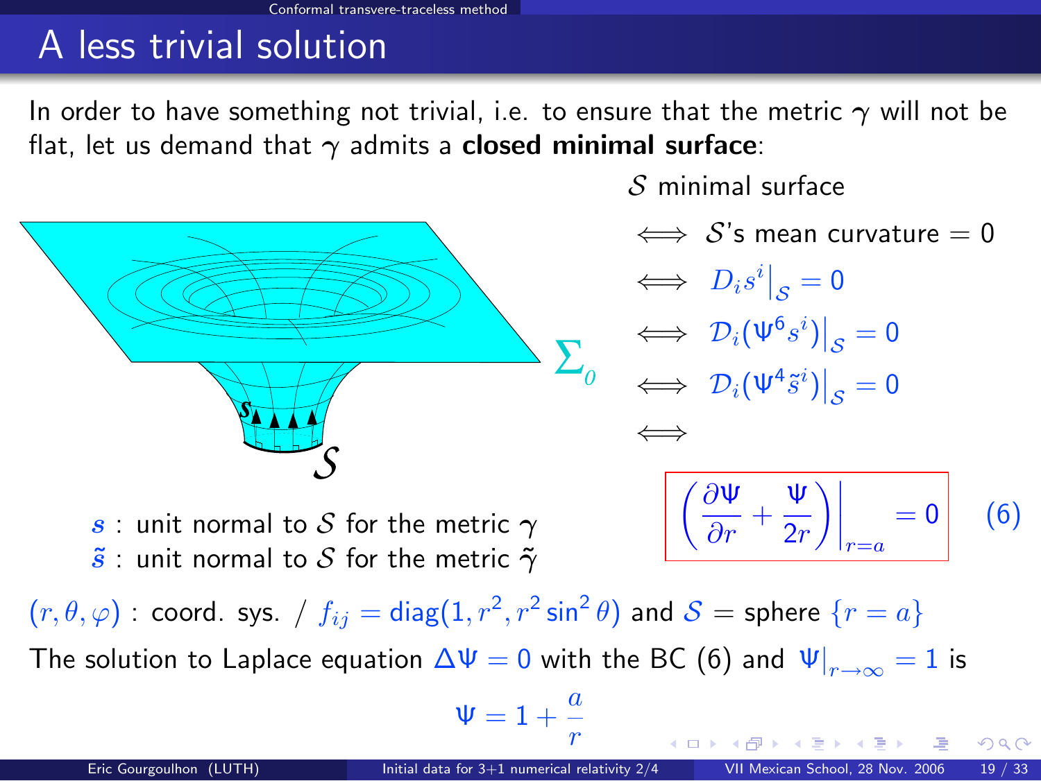# A less trivial solution

In order to have something not trivial, i.e. to ensure that the metric $\gamma$ will not be flat, let us demand that $\gamma$ admits a **closed minimal surface**:

$\mathcal{S}$ minimal surface

$\iff$ $\mathcal{S}$'s mean curvature $= 0$

$\iff$ $D_i s^i \big|_{\mathcal{S}} = 0$

$\iff$ $\mathcal{D}_i(\Psi^6 s^i)\big|_{\mathcal{S}} = 0$

$\iff$ $\mathcal{D}_i(\Psi^4 \tilde{s}^i)\big|_{\mathcal{S}} = 0$

$\iff$

$$\left( \frac{\partial \Psi}{\partial r} + \frac{\Psi}{2r} \right) \bigg|_{r=a} = 0 \qquad (6)$$

$\boldsymbol{s}$ : unit normal to $\mathcal{S}$ for the metric $\gamma$

$\tilde{\boldsymbol{s}}$ : unit normal to $\mathcal{S}$ for the metric $\tilde{\gamma}$

$(r, \theta, \varphi)$ : coord. sys. / $f_{ij} = \mathrm{diag}(1, r^2, r^2 \sin^2 \theta)$ and $\mathcal{S}$ = sphere $\{r = a\}$

The solution to Laplace equation $\Delta \Psi = 0$ with the BC (6) and $\Psi|_{r \to \infty} = 1$ is

$$\Psi = 1 + \frac{a}{r}$$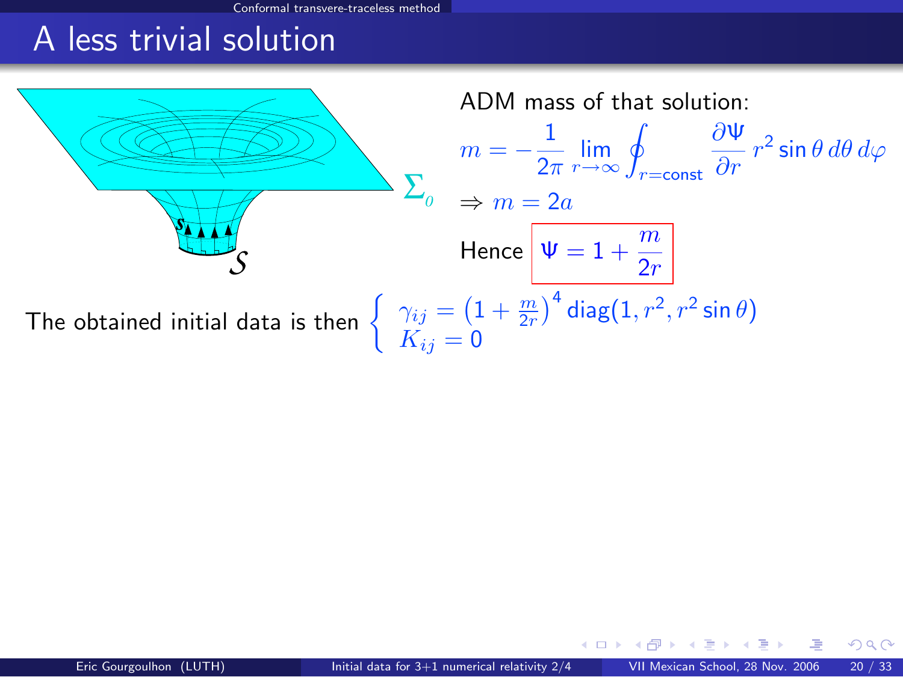# A less trivial solution

ADM mass of that solution:

$$m = -\frac{1}{2\pi} \lim_{r\to\infty} \oint_{r=\text{const}} \frac{\partial \Psi}{\partial r} \, r^2 \sin\theta \, d\theta \, d\varphi$$

$$\Rightarrow m = 2a$$

Hence

$$\boxed{\Psi = 1 + \frac{m}{2r}}$$

The obtained initial data is then

$$\begin{cases} \gamma_{ij} = \left(1 + \frac{m}{2r}\right)^4 \text{diag}(1, r^2, r^2 \sin\theta) \\ K_{ij} = 0 \end{cases}$$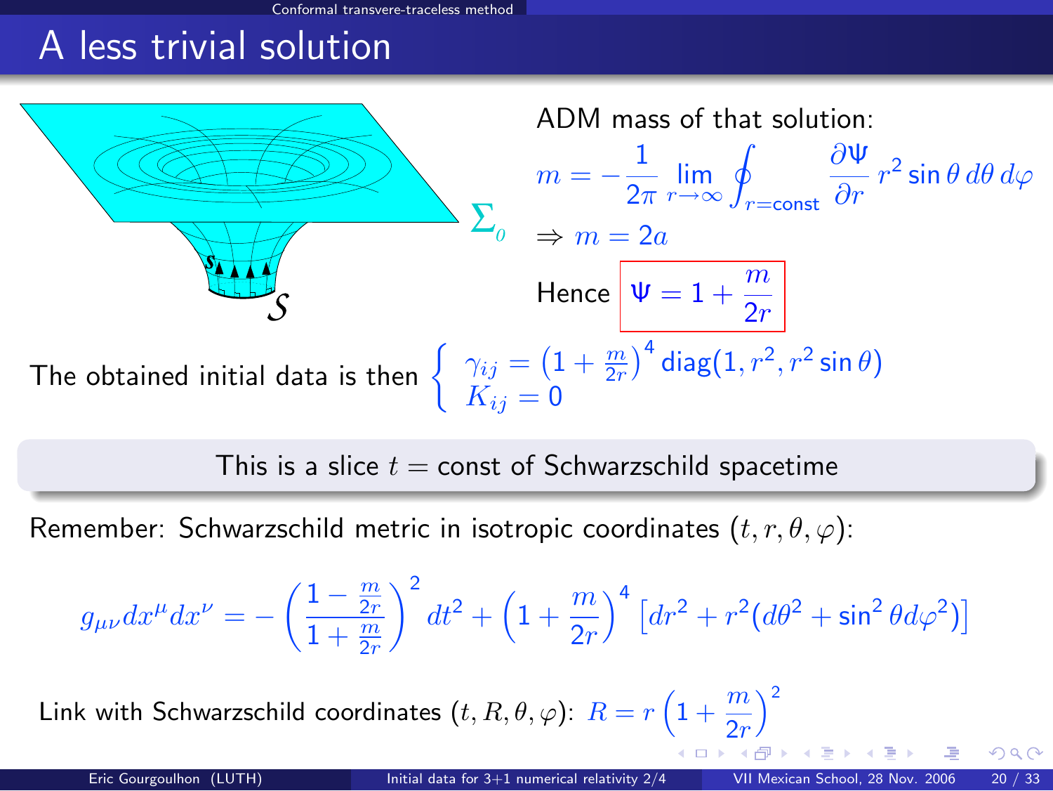# A less trivial solution

ADM mass of that solution:

$$m = -\frac{1}{2\pi} \lim_{r\to\infty} \oint_{r=\text{const}} \frac{\partial \Psi}{\partial r}\, r^2 \sin\theta \, d\theta \, d\varphi$$

$\Rightarrow m = 2a$

Hence $\boxed{\Psi = 1 + \frac{m}{2r}}$

The obtained initial data is then
$$\begin{cases} \gamma_{ij} = \left(1 + \frac{m}{2r}\right)^4 \mathrm{diag}(1, r^2, r^2 \sin\theta) \\ K_{ij} = 0 \end{cases}$$

**This is a slice $t = \text{const}$ of Schwarzschild spacetime**

Remember: Schwarzschild metric in isotropic coordinates $(t, r, \theta, \varphi)$:

$$g_{\mu\nu} dx^\mu dx^\nu = -\left(\frac{1 - \frac{m}{2r}}{1 + \frac{m}{2r}}\right)^2 dt^2 + \left(1 + \frac{m}{2r}\right)^4 \left[dr^2 + r^2(d\theta^2 + \sin^2\theta d\varphi^2)\right]$$

Link with Schwarzschild coordinates $(t, R, \theta, \varphi)$: $R = r\left(1 + \frac{m}{2r}\right)^2$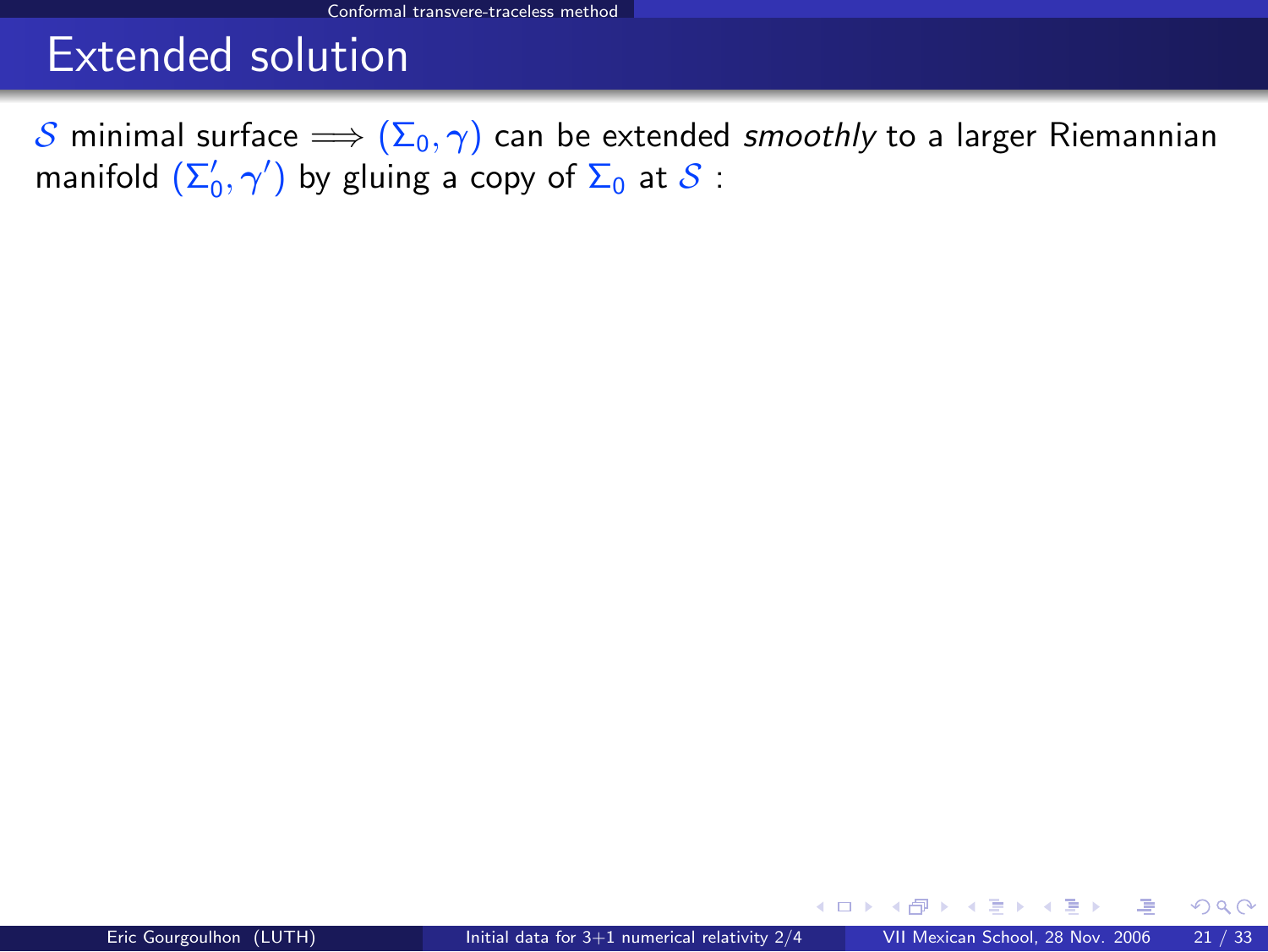# Extended solution

$\mathcal{S}$ minimal surface $\Longrightarrow$ $(\Sigma_0, \gamma)$ can be extended *smoothly* to a larger Riemannian manifold $(\Sigma_0', \gamma')$ by gluing a copy of $\Sigma_0$ at $\mathcal{S}$ :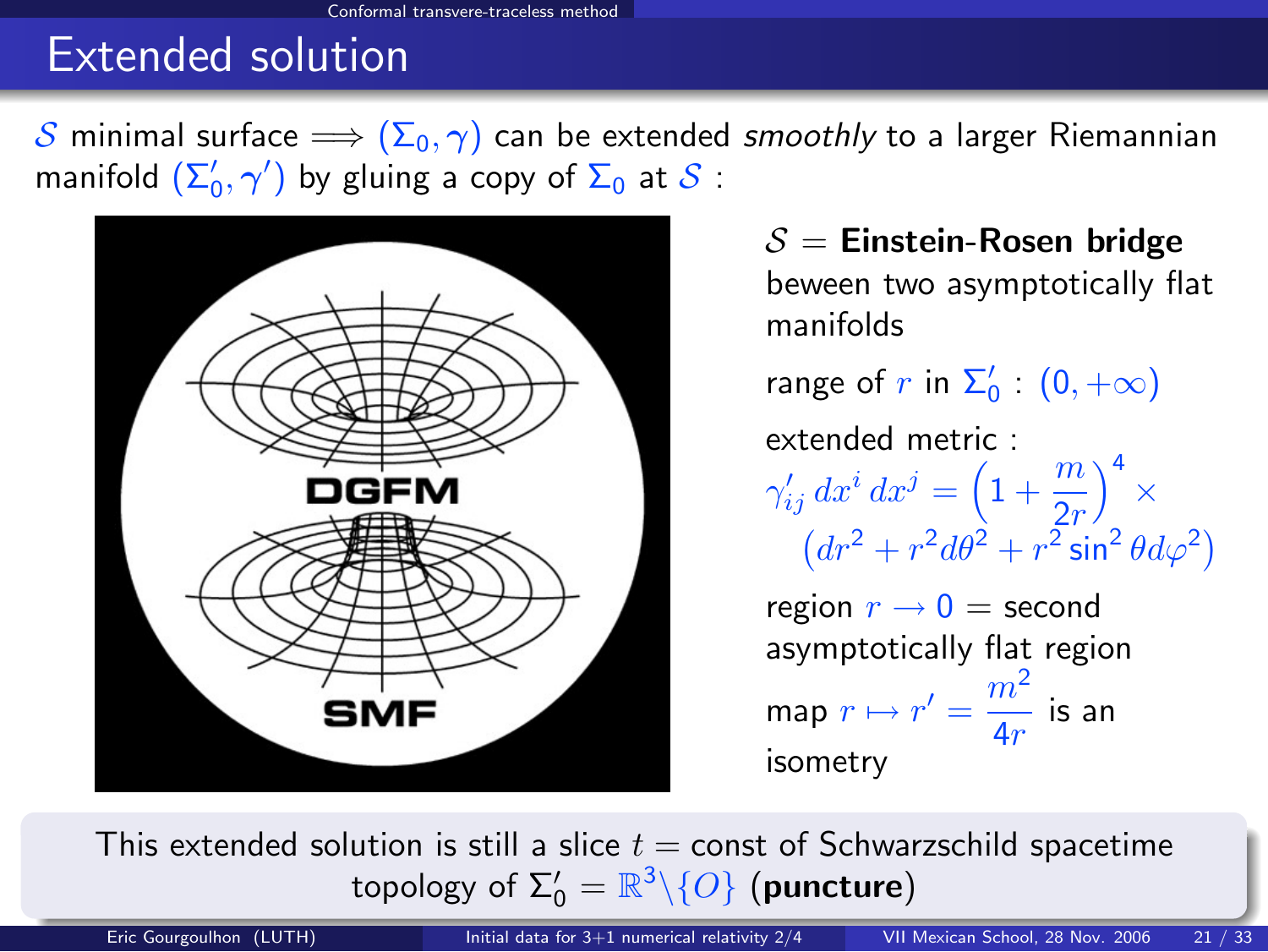# Extended solution

$\mathcal{S}$ minimal surface $\Longrightarrow$ $(\Sigma_0, \gamma)$ can be extended *smoothly* to a larger Riemannian manifold $(\Sigma_0', \gamma')$ by gluing a copy of $\Sigma_0$ at $\mathcal{S}$ :

$\mathcal{S}$ = **Einstein-Rosen bridge** beween two asymptotically flat manifolds

range of $r$ in $\Sigma_0'$ : $(0, +\infty)$

extended metric :

$$\gamma'_{ij}\, dx^i\, dx^j = \left(1 + \frac{m}{2r}\right)^4 \times \left(dr^2 + r^2 d\theta^2 + r^2 \sin^2\theta d\varphi^2\right)$$

region $r \to 0$ = second asymptotically flat region

map $r \mapsto r' = \dfrac{m^2}{4r}$ is an isometry

This extended solution is still a slice $t = \text{const}$ of Schwarzschild spacetime
topology of $\Sigma_0' = \mathbb{R}^3 \backslash \{O\}$ (**puncture**)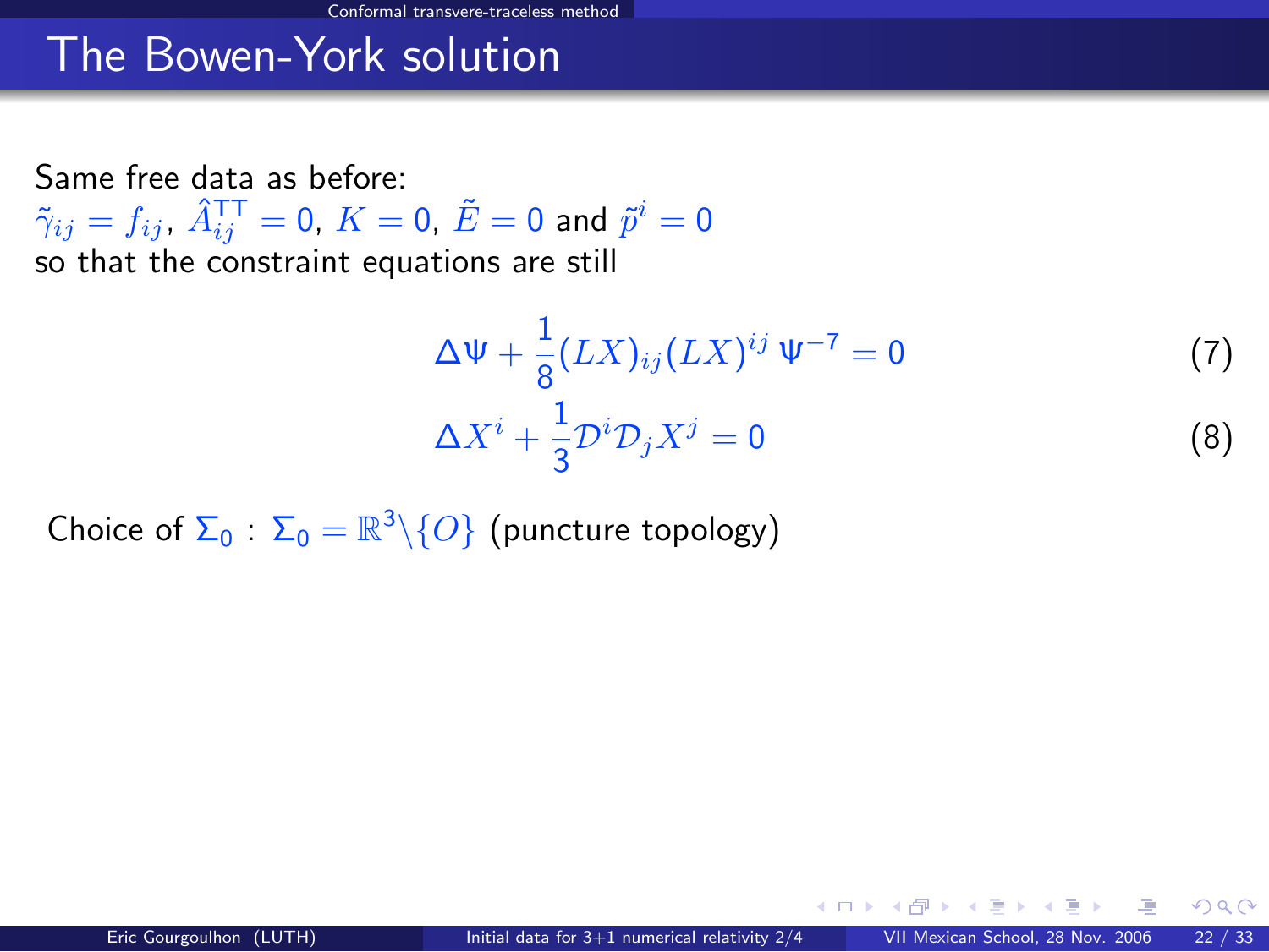# The Bowen-York solution

Same free data as before:
$\tilde{\gamma}_{ij} = f_{ij}$, $\hat{A}^{\mathrm{TT}}_{ij} = 0$, $K = 0$, $\tilde{E} = 0$ and $\tilde{p}^i = 0$
so that the constraint equations are still

$$\Delta \Psi + \frac{1}{8}(LX)_{ij}(LX)^{ij}\,\Psi^{-7} = 0 \qquad (7)$$

$$\Delta X^i + \frac{1}{3}\mathcal{D}^i \mathcal{D}_j X^j = 0 \qquad (8)$$

Choice of $\Sigma_0$ : $\Sigma_0 = \mathbb{R}^3 \backslash \{O\}$ (puncture topology)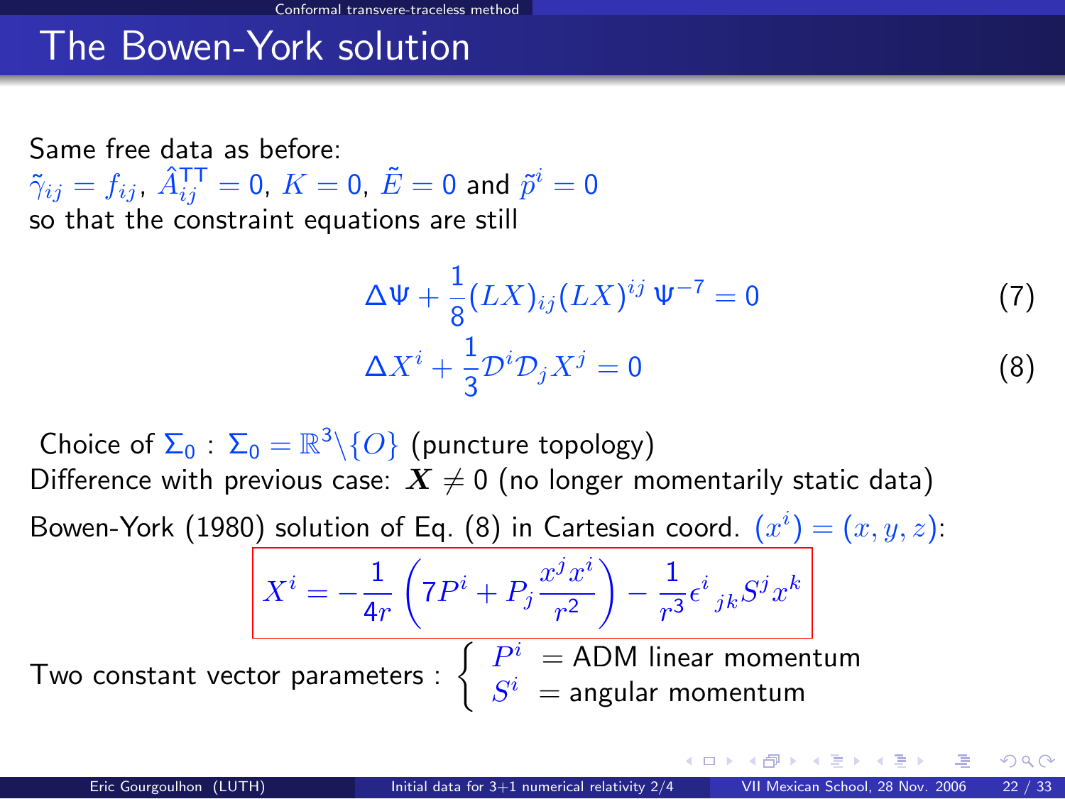# The Bowen-York solution

Same free data as before:
$\tilde{\gamma}_{ij} = f_{ij}$, $\hat{A}^{\mathrm{TT}}_{ij} = 0$, $K = 0$, $\tilde{E} = 0$ and $\tilde{p}^i = 0$
so that the constraint equations are still

$$\Delta \Psi + \frac{1}{8}(LX)_{ij}(LX)^{ij}\,\Psi^{-7} = 0 \tag{7}$$

$$\Delta X^i + \frac{1}{3}\mathcal{D}^i\mathcal{D}_j X^j = 0 \tag{8}$$

Choice of $\Sigma_0$ : $\Sigma_0 = \mathbb{R}^3\backslash\{O\}$ (puncture topology)
Difference with previous case: $\boldsymbol{X} \neq 0$ (no longer momentarily static data)

Bowen-York (1980) solution of Eq. (8) in Cartesian coord. $(x^i) = (x, y, z)$:

$$X^i = -\frac{1}{4r}\left(7P^i + P_j\frac{x^j x^i}{r^2}\right) - \frac{1}{r^3}\epsilon^i{}_{jk}S^j x^k$$

Two constant vector parameters :
- $P^i$ = ADM linear momentum
- $S^i$ = angular momentum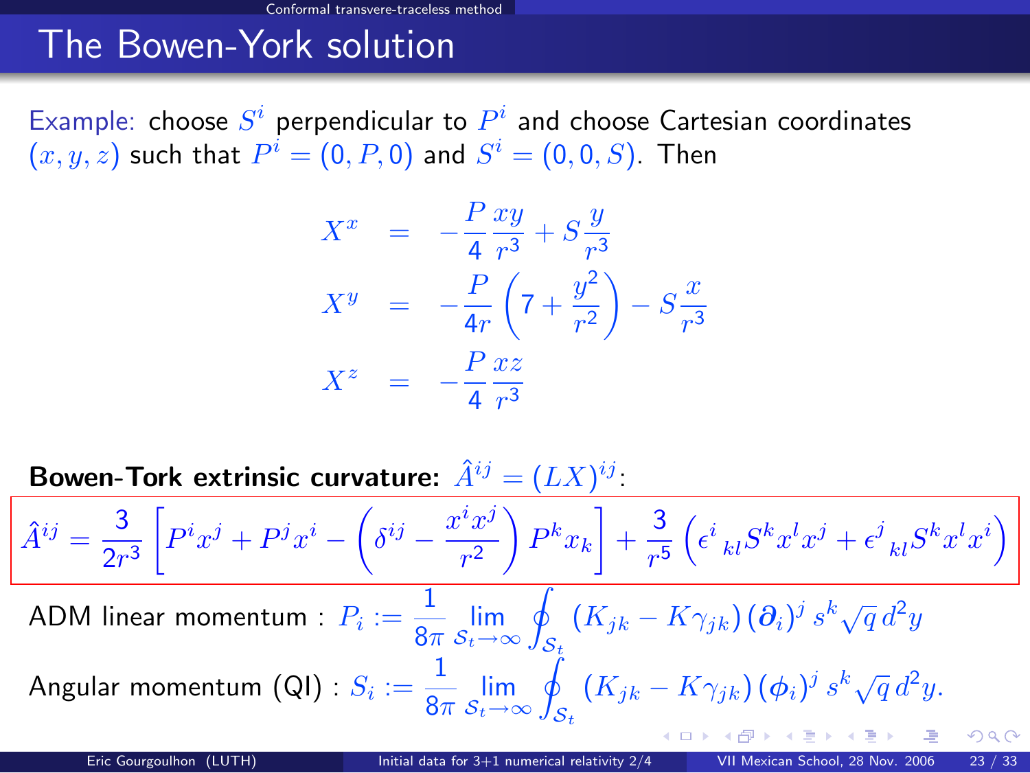## The Bowen-York solution

Example: choose $S^i$ perpendicular to $P^i$ and choose Cartesian coordinates $(x, y, z)$ such that $P^i = (0, P, 0)$ and $S^i = (0, 0, S)$. Then

$$
\begin{aligned}
X^x &= -\frac{P}{4}\frac{xy}{r^3} + S\frac{y}{r^3} \\
X^y &= -\frac{P}{4r}\left(7 + \frac{y^2}{r^2}\right) - S\frac{x}{r^3} \\
X^z &= -\frac{P}{4}\frac{xz}{r^3}
\end{aligned}
$$

**Bowen-Tork extrinsic curvature:** $\hat{A}^{ij} = (LX)^{ij}$:

$$
\hat{A}^{ij} = \frac{3}{2r^3}\left[P^i x^j + P^j x^i - \left(\delta^{ij} - \frac{x^i x^j}{r^2}\right) P^k x_k\right] + \frac{3}{r^5}\left(\epsilon^i{}_{kl} S^k x^l x^j + \epsilon^j{}_{kl} S^k x^l x^i\right)
$$

ADM linear momentum : $P_i := \frac{1}{8\pi} \lim_{\mathcal{S}_t \to \infty} \oint_{\mathcal{S}_t} (K_{jk} - K\gamma_{jk}) (\boldsymbol{\partial}_i)^j \, s^k \sqrt{q} \, d^2y$

Angular momentum (QI) : $S_i := \frac{1}{8\pi} \lim_{\mathcal{S}_t \to \infty} \oint_{\mathcal{S}_t} (K_{jk} - K\gamma_{jk}) (\boldsymbol{\phi}_i)^j \, s^k \sqrt{q} \, d^2y.$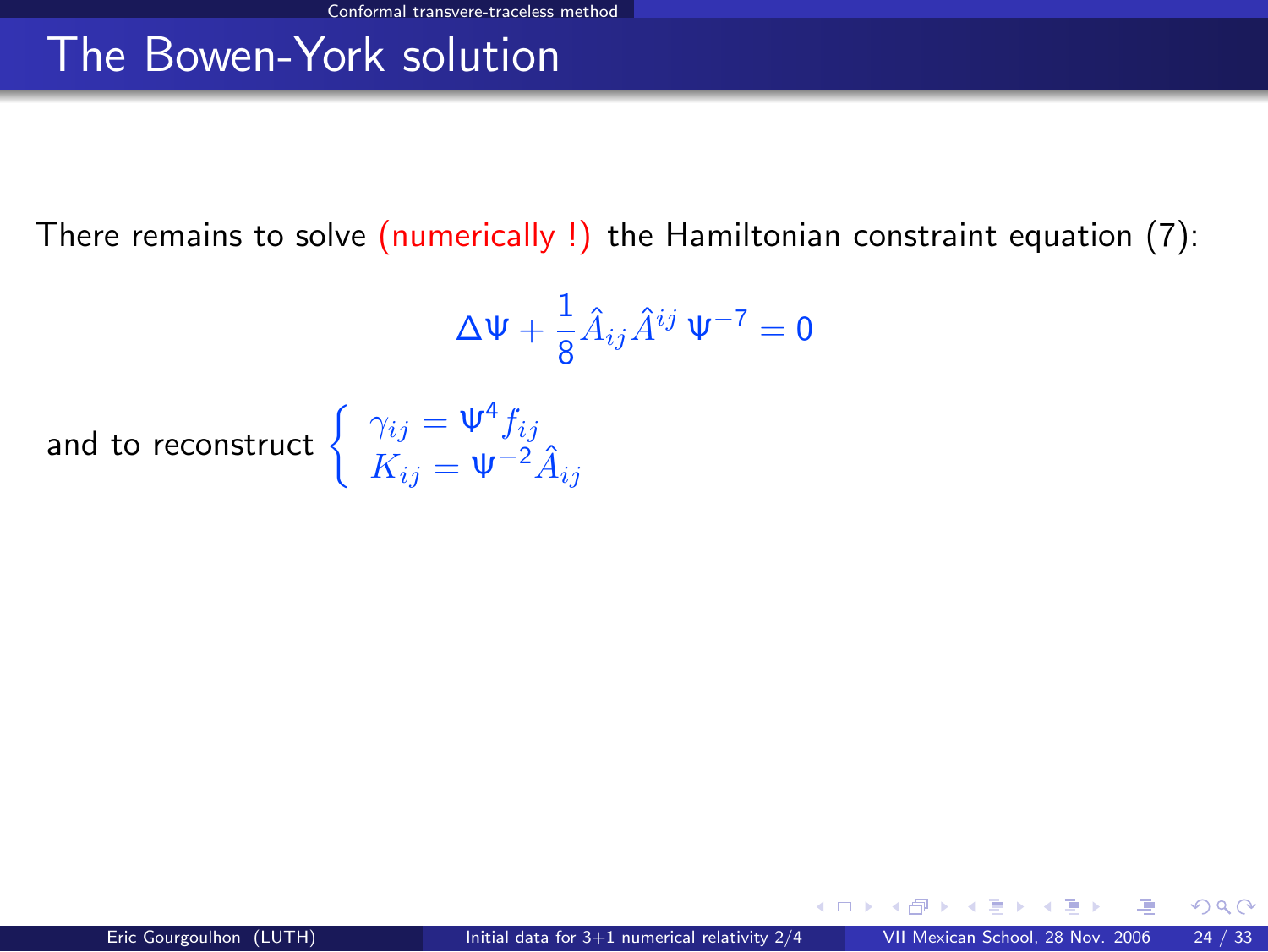# The Bowen-York solution

There remains to solve (numerically !) the Hamiltonian constraint equation (7):

$$\Delta\Psi + \frac{1}{8}\hat{A}_{ij}\hat{A}^{ij}\,\Psi^{-7} = 0$$

and to reconstruct $\left\{ \begin{array}{l} \gamma_{ij} = \Psi^4 f_{ij} \\ K_{ij} = \Psi^{-2}\hat{A}_{ij} \end{array} \right.$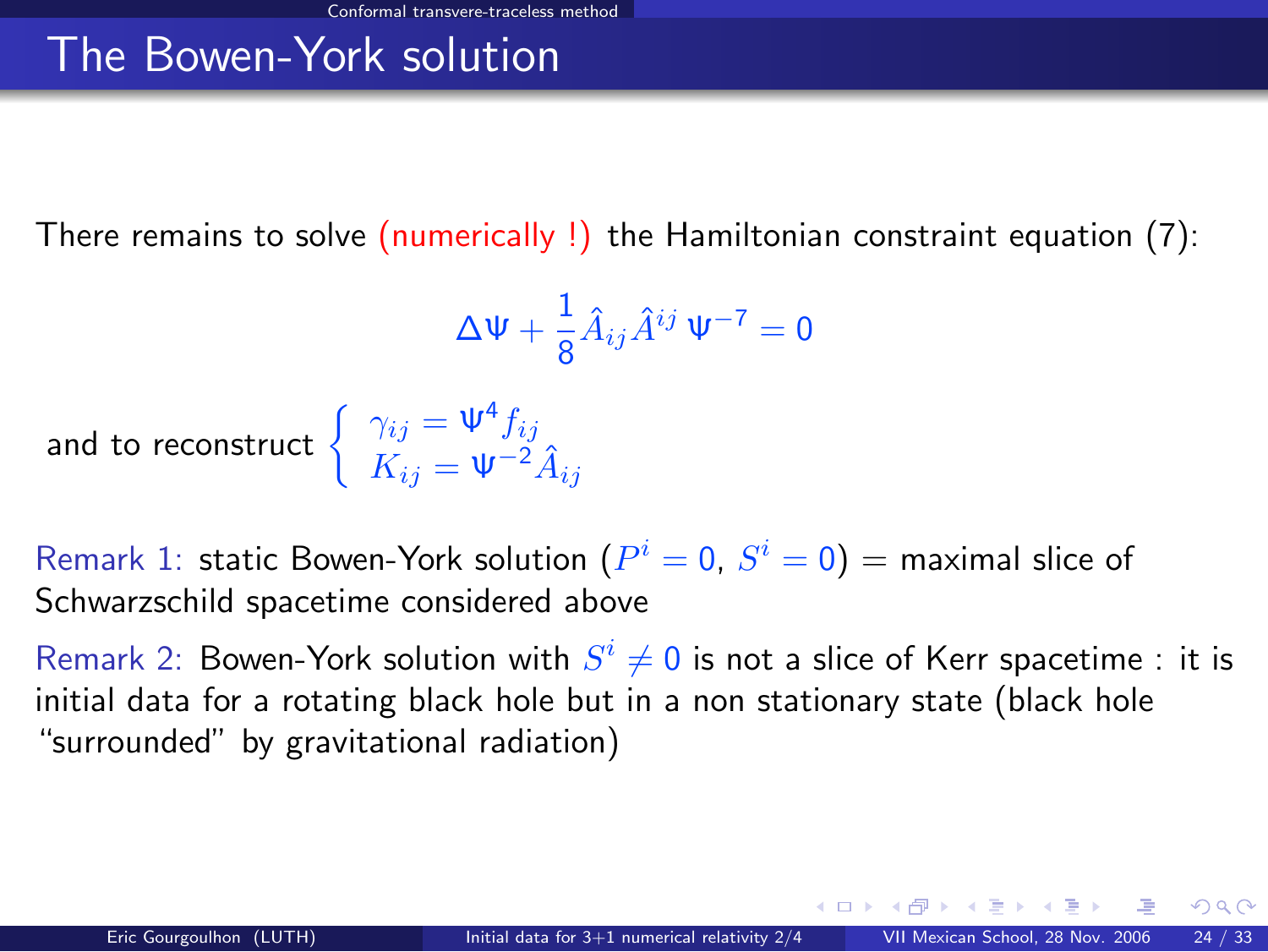# The Bowen-York solution

There remains to solve (numerically !) the Hamiltonian constraint equation (7):

$$\Delta\Psi + \frac{1}{8}\hat{A}_{ij}\hat{A}^{ij}\,\Psi^{-7} = 0$$

and to reconstruct 
$$\begin{cases} \gamma_{ij} = \Psi^4 f_{ij} \\ K_{ij} = \Psi^{-2}\hat{A}_{ij} \end{cases}$$

Remark 1: static Bowen-York solution ($P^i = 0$, $S^i = 0$) = maximal slice of Schwarzschild spacetime considered above

Remark 2: Bowen-York solution with $S^i \neq 0$ is not a slice of Kerr spacetime : it is initial data for a rotating black hole but in a non stationary state (black hole "surrounded" by gravitational radiation)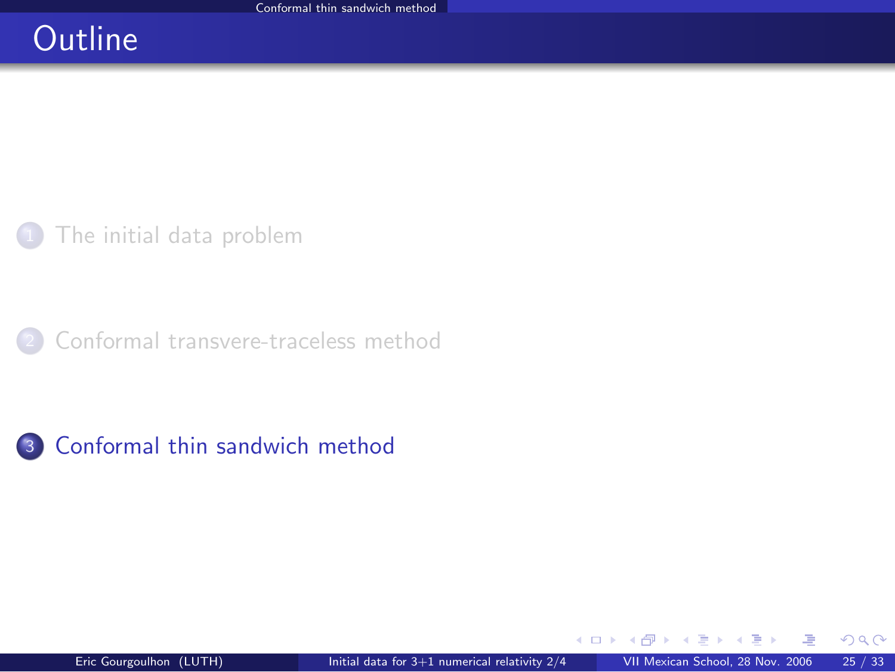# Outline

1. The initial data problem
2. Conformal transvere-traceless method
3. Conformal thin sandwich method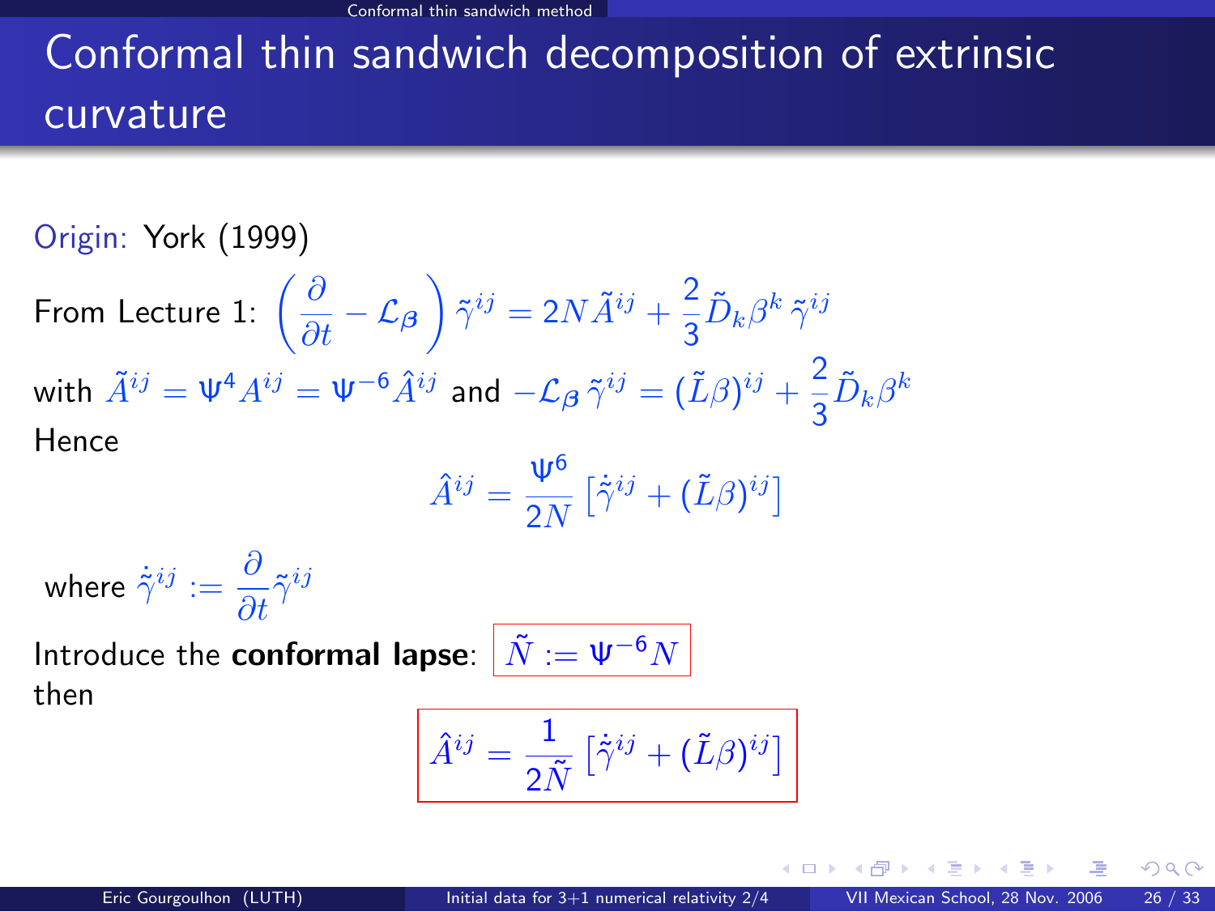# Conformal thin sandwich decomposition of extrinsic curvature

Origin: York (1999)

From Lecture 1: $\left( \frac{\partial}{\partial t} - \mathcal{L}_{\boldsymbol{\beta}} \right) \tilde{\gamma}^{ij} = 2N\tilde{A}^{ij} + \frac{2}{3}\tilde{D}_k\beta^k \, \tilde{\gamma}^{ij}$

with $\tilde{A}^{ij} = \Psi^4 A^{ij} = \Psi^{-6}\hat{A}^{ij}$ and $-\mathcal{L}_{\boldsymbol{\beta}} \, \tilde{\gamma}^{ij} = (\tilde{L}\beta)^{ij} + \frac{2}{3}\tilde{D}_k\beta^k$

Hence

$$\hat{A}^{ij} = \frac{\Psi^6}{2N} \left[ \dot{\tilde{\gamma}}^{ij} + (\tilde{L}\beta)^{ij} \right]$$

where $\dot{\tilde{\gamma}}^{ij} := \frac{\partial}{\partial t}\tilde{\gamma}^{ij}$

Introduce the **conformal lapse**: $\boxed{\tilde{N} := \Psi^{-6} N}$

then

$$\boxed{\hat{A}^{ij} = \frac{1}{2\tilde{N}} \left[ \dot{\tilde{\gamma}}^{ij} + (\tilde{L}\beta)^{ij} \right]}$$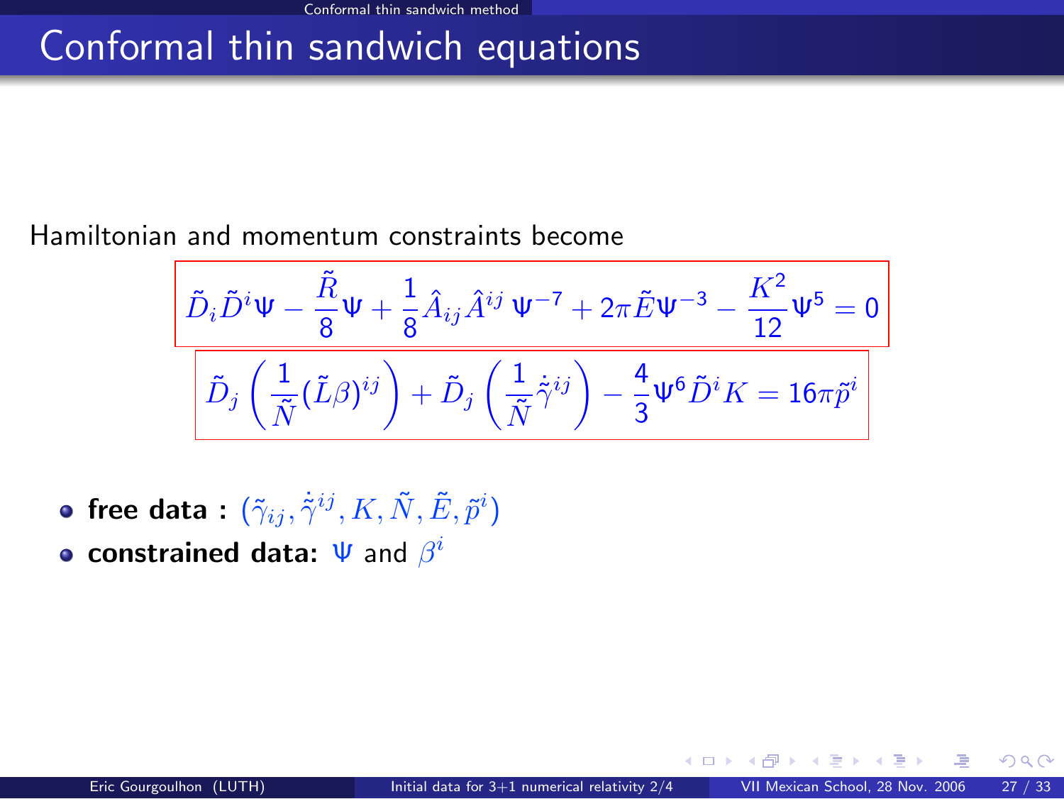# Conformal thin sandwich equations

Hamiltonian and momentum constraints become

$$\tilde{D}_i \tilde{D}^i \Psi - \frac{\tilde{R}}{8}\Psi + \frac{1}{8}\hat{A}_{ij}\hat{A}^{ij}\,\Psi^{-7} + 2\pi\tilde{E}\Psi^{-3} - \frac{K^2}{12}\Psi^5 = 0$$

$$\tilde{D}_j\left(\frac{1}{\tilde{N}}(\tilde{L}\beta)^{ij}\right) + \tilde{D}_j\left(\frac{1}{\tilde{N}}\dot{\tilde{\gamma}}^{ij}\right) - \frac{4}{3}\Psi^6\tilde{D}^i K = 16\pi\tilde{p}^i$$

- **free data :** $(\tilde{\gamma}_{ij}, \dot{\tilde{\gamma}}^{ij}, K, \tilde{N}, \tilde{E}, \tilde{p}^i)$
- **constrained data:** $\Psi$ and $\beta^i$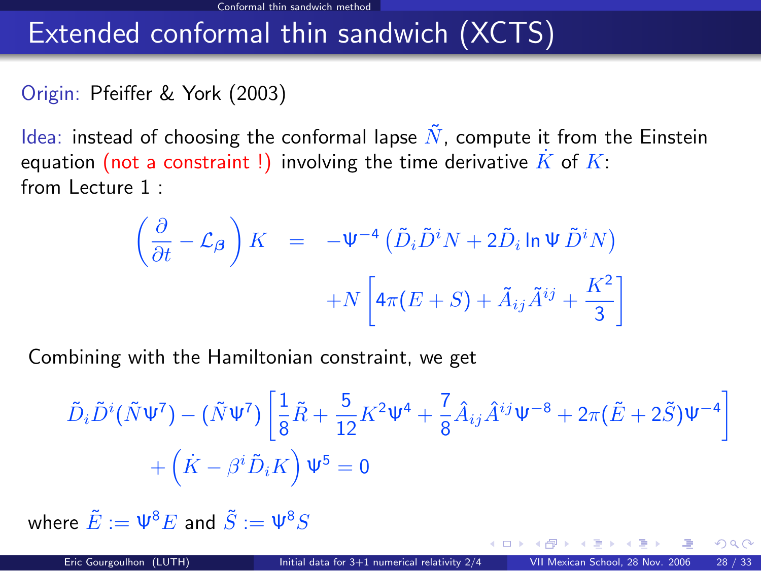# Extended conformal thin sandwich (XCTS)

Origin: Pfeiffer & York (2003)

Idea: instead of choosing the conformal lapse $\tilde{N}$, compute it from the Einstein equation (not a constraint !) involving the time derivative $\dot{K}$ of $K$:
from Lecture 1 :

$$\left(\frac{\partial}{\partial t} - \mathcal{L}_{\boldsymbol{\beta}}\right) K = -\Psi^{-4}\left(\tilde{D}_i \tilde{D}^i N + 2\tilde{D}_i \ln \Psi \, \tilde{D}^i N\right) + N\left[4\pi(E+S) + \tilde{A}_{ij}\tilde{A}^{ij} + \frac{K^2}{3}\right]$$

Combining with the Hamiltonian constraint, we get

$$\tilde{D}_i \tilde{D}^i (\tilde{N}\Psi^7) - (\tilde{N}\Psi^7)\left[\frac{1}{8}\tilde{R} + \frac{5}{12}K^2\Psi^4 + \frac{7}{8}\hat{A}_{ij}\hat{A}^{ij}\Psi^{-8} + 2\pi(\tilde{E} + 2\tilde{S})\Psi^{-4}\right] + \left(\dot{K} - \beta^i \tilde{D}_i K\right)\Psi^5 = 0$$

where $\tilde{E} := \Psi^8 E$ and $\tilde{S} := \Psi^8 S$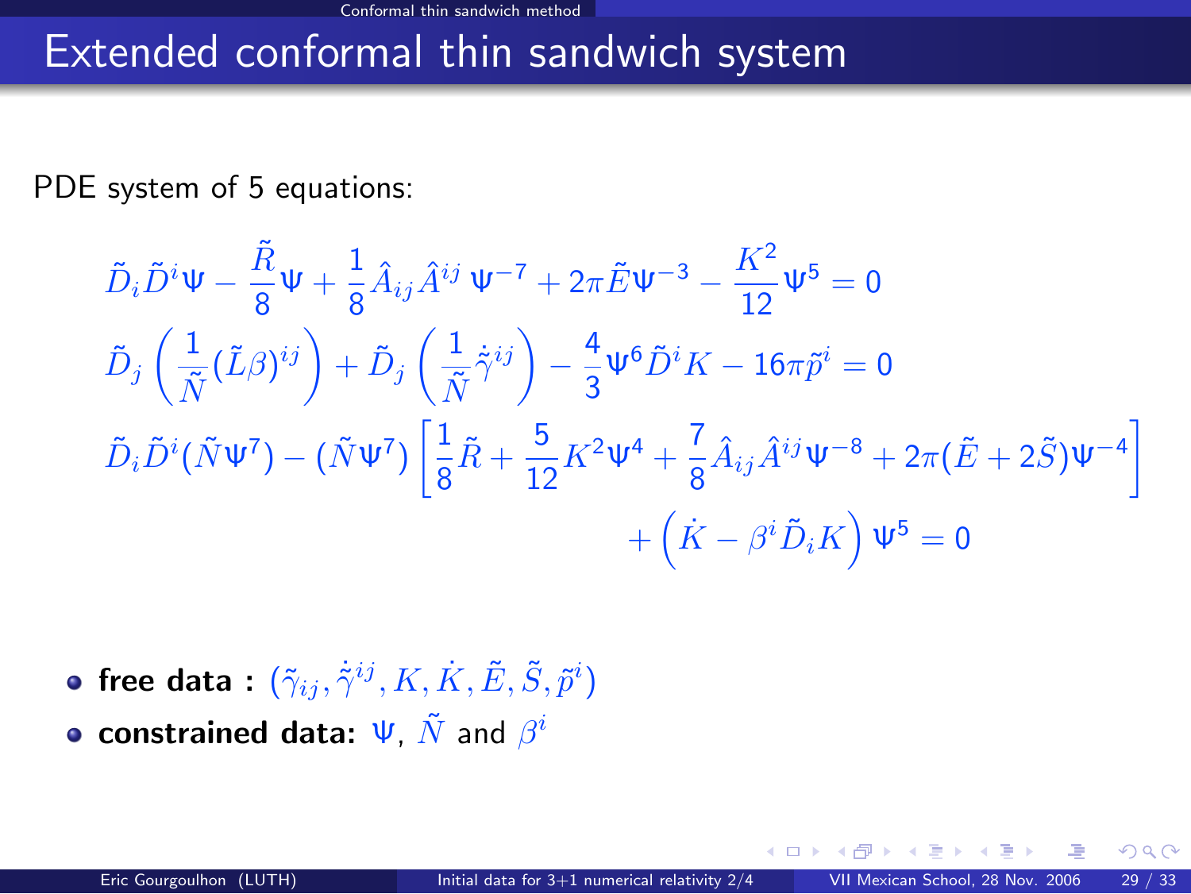# Extended conformal thin sandwich system

PDE system of 5 equations:

$$
\tilde{D}_i \tilde{D}^i \Psi - \frac{\tilde{R}}{8}\Psi + \frac{1}{8}\hat{A}_{ij}\hat{A}^{ij}\,\Psi^{-7} + 2\pi\tilde{E}\Psi^{-3} - \frac{K^2}{12}\Psi^5 = 0
$$

$$
\tilde{D}_j\left(\frac{1}{\tilde{N}}(\tilde{L}\beta)^{ij}\right) + \tilde{D}_j\left(\frac{1}{\tilde{N}}\dot{\tilde{\gamma}}^{ij}\right) - \frac{4}{3}\Psi^6\tilde{D}^i K - 16\pi\tilde{p}^i = 0
$$

$$
\tilde{D}_i\tilde{D}^i(\tilde{N}\Psi^7) - (\tilde{N}\Psi^7)\left[\frac{1}{8}\tilde{R} + \frac{5}{12}K^2\Psi^4 + \frac{7}{8}\hat{A}_{ij}\hat{A}^{ij}\Psi^{-8} + 2\pi(\tilde{E}+2\tilde{S})\Psi^{-4}\right] + \left(\dot{K} - \beta^i\tilde{D}_i K\right)\Psi^5 = 0
$$

- **free data :** $(\tilde{\gamma}_{ij}, \dot{\tilde{\gamma}}^{ij}, K, \dot{K}, \tilde{E}, \tilde{S}, \tilde{p}^i)$
- **constrained data:** $\Psi$, $\tilde{N}$ and $\beta^i$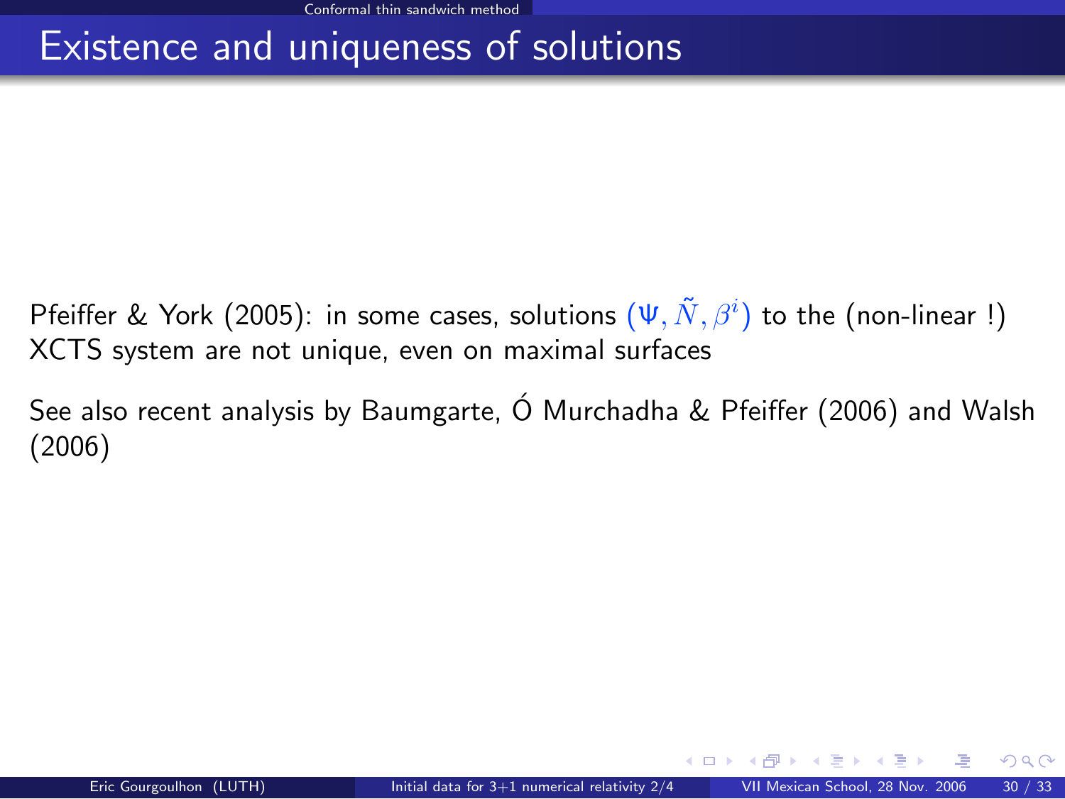# Existence and uniqueness of solutions

Pfeiffer & York (2005): in some cases, solutions $(\Psi, \tilde{N}, \beta^i)$ to the (non-linear !) XCTS system are not unique, even on maximal surfaces

See also recent analysis by Baumgarte, Ó Murchadha & Pfeiffer (2006) and Walsh (2006)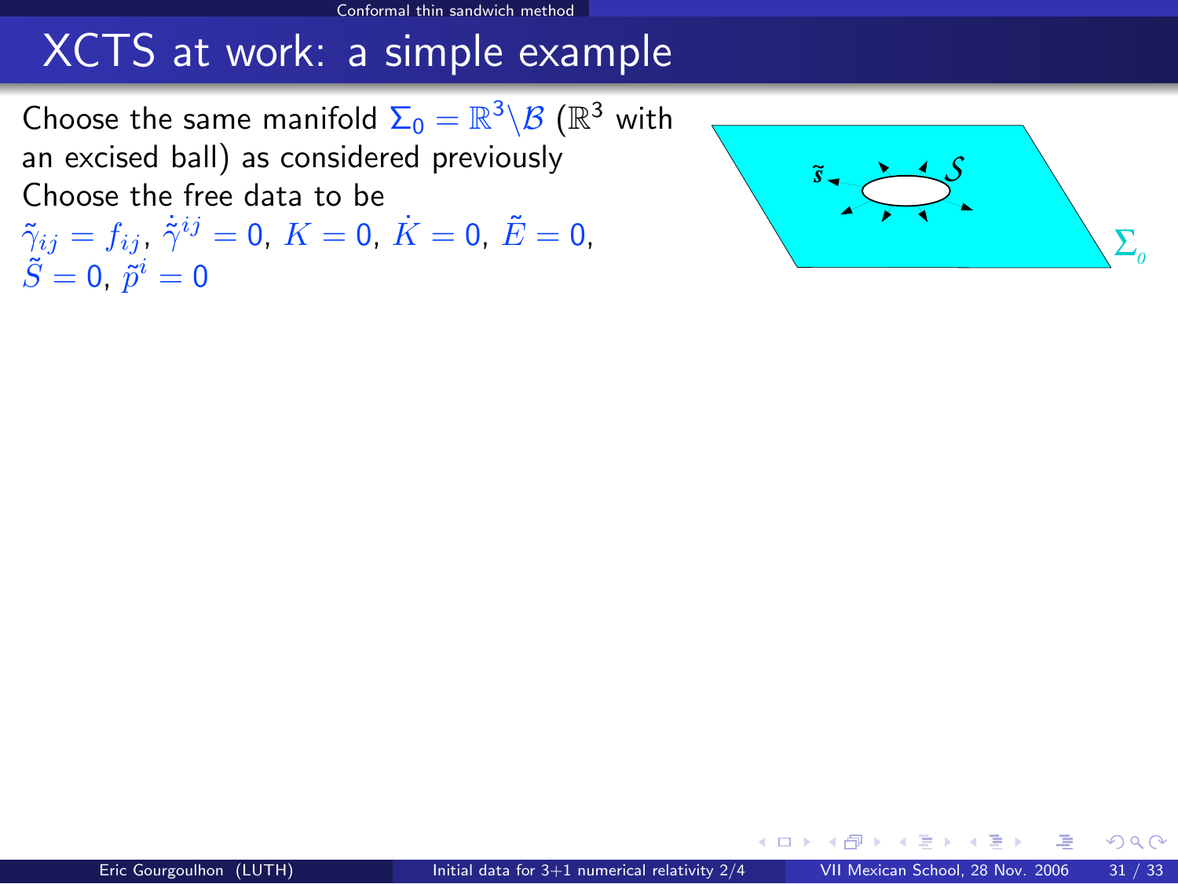# XCTS at work: a simple example

Choose the same manifold $\Sigma_0 = \mathbb{R}^3 \backslash \mathcal{B}$ ($\mathbb{R}^3$ with an excised ball) as considered previously

Choose the free data to be

$\tilde{\gamma}_{ij} = f_{ij}$, $\dot{\tilde{\gamma}}^{ij} = 0$, $K = 0$, $\dot{K} = 0$, $\tilde{E} = 0$, $\tilde{S} = 0$, $\tilde{p}^i = 0$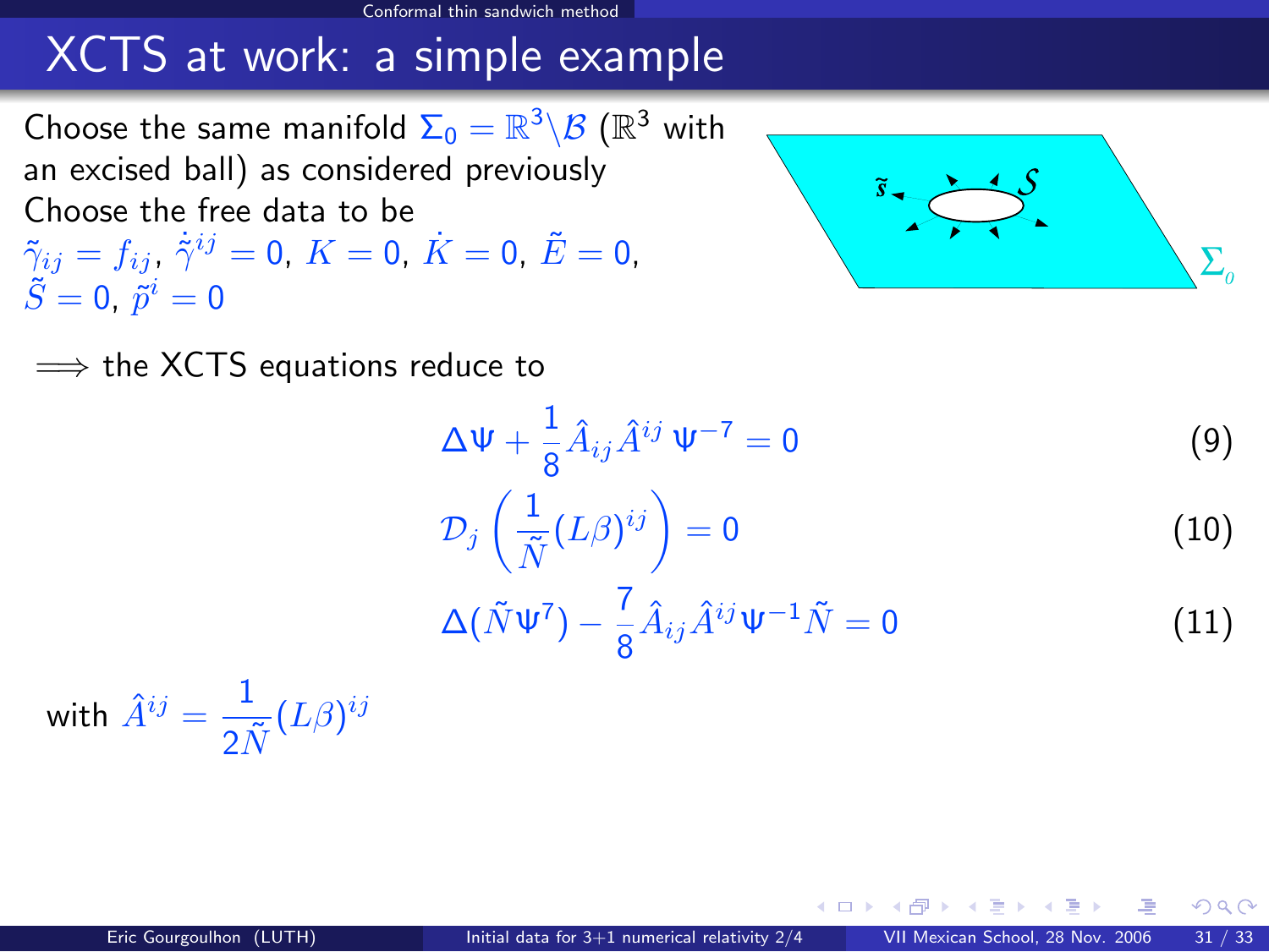# XCTS at work: a simple example

Choose the same manifold $\Sigma_0 = \mathbb{R}^3 \backslash \mathcal{B}$ ($\mathbb{R}^3$ with an excised ball) as considered previously

Choose the free data to be
$\tilde{\gamma}_{ij} = f_{ij}$, $\dot{\tilde{\gamma}}^{ij} = 0$, $K = 0$, $\dot{K} = 0$, $\tilde{E} = 0$, $\tilde{S} = 0$, $\tilde{p}^i = 0$

$\Longrightarrow$ the XCTS equations reduce to

$$\Delta \Psi + \frac{1}{8} \hat{A}_{ij} \hat{A}^{ij} \, \Psi^{-7} = 0 \tag{9}$$

$$\mathcal{D}_j \left( \frac{1}{\tilde{N}} (L\beta)^{ij} \right) = 0 \tag{10}$$

$$\Delta(\tilde{N} \Psi^7) - \frac{7}{8} \hat{A}_{ij} \hat{A}^{ij} \Psi^{-1} \tilde{N} = 0 \tag{11}$$

with $\hat{A}^{ij} = \dfrac{1}{2\tilde{N}} (L\beta)^{ij}$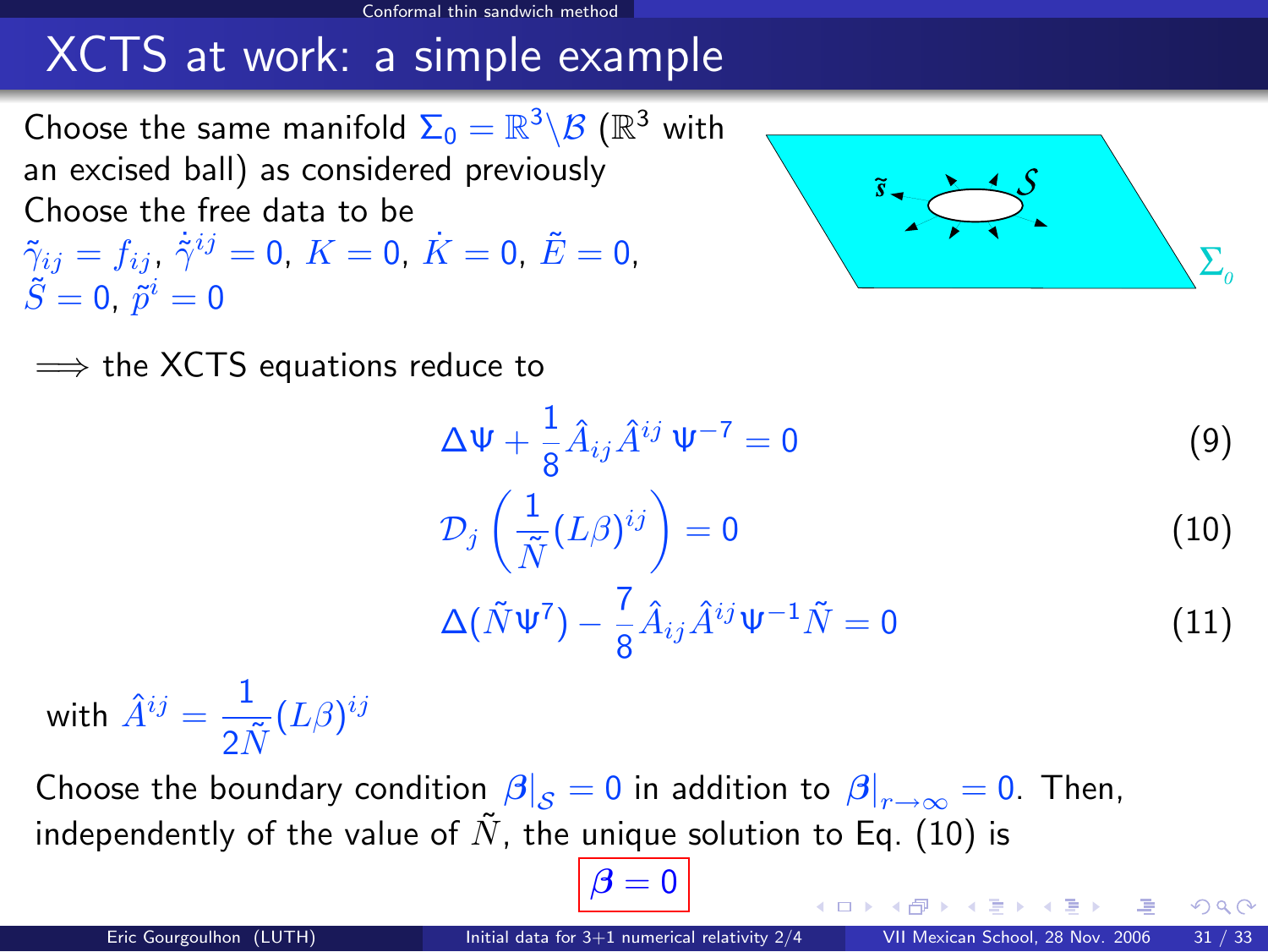# XCTS at work: a simple example

Choose the same manifold $\Sigma_0 = \mathbb{R}^3 \backslash \mathcal{B}$ ($\mathbb{R}^3$ with an excised ball) as considered previously

Choose the free data to be

$\tilde{\gamma}_{ij} = f_{ij}$, $\dot{\tilde{\gamma}}^{ij} = 0$, $K = 0$, $\dot{K} = 0$, $\tilde{E} = 0$, $\tilde{S} = 0$, $\tilde{p}^i = 0$

$\Longrightarrow$ the XCTS equations reduce to

$$\Delta \Psi + \frac{1}{8} \hat{A}_{ij} \hat{A}^{ij} \, \Psi^{-7} = 0 \tag{9}$$

$$\mathcal{D}_j \left( \frac{1}{\tilde{N}} (L\beta)^{ij} \right) = 0 \tag{10}$$

$$\Delta(\tilde{N} \Psi^7) - \frac{7}{8} \hat{A}_{ij} \hat{A}^{ij} \Psi^{-1} \tilde{N} = 0 \tag{11}$$

with $\hat{A}^{ij} = \dfrac{1}{2\tilde{N}} (L\beta)^{ij}$

Choose the boundary condition $\beta|_{\mathcal{S}} = 0$ in addition to $\beta|_{r \to \infty} = 0$. Then, independently of the value of $\tilde{N}$, the unique solution to Eq. (10) is

$$\boxed{\beta = 0}$$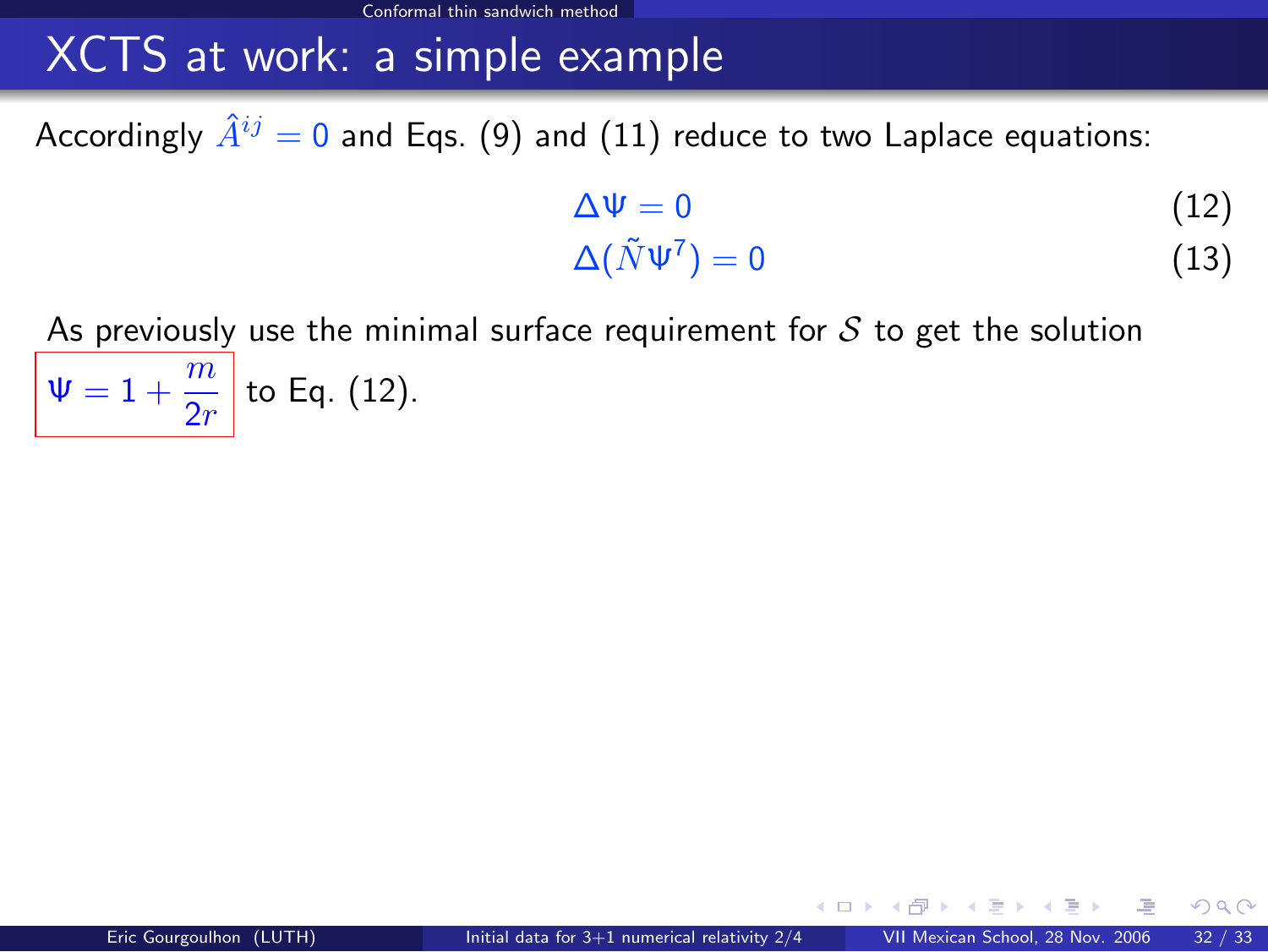# XCTS at work: a simple example

Accordingly $\hat{A}^{ij} = 0$ and Eqs. (9) and (11) reduce to two Laplace equations:

$$\Delta\Psi = 0 \tag{12}$$

$$\Delta(\tilde{N}\Psi^7) = 0 \tag{13}$$

As previously use the minimal surface requirement for $\mathcal{S}$ to get the solution $\boxed{\Psi = 1 + \frac{m}{2r}}$ to Eq. (12).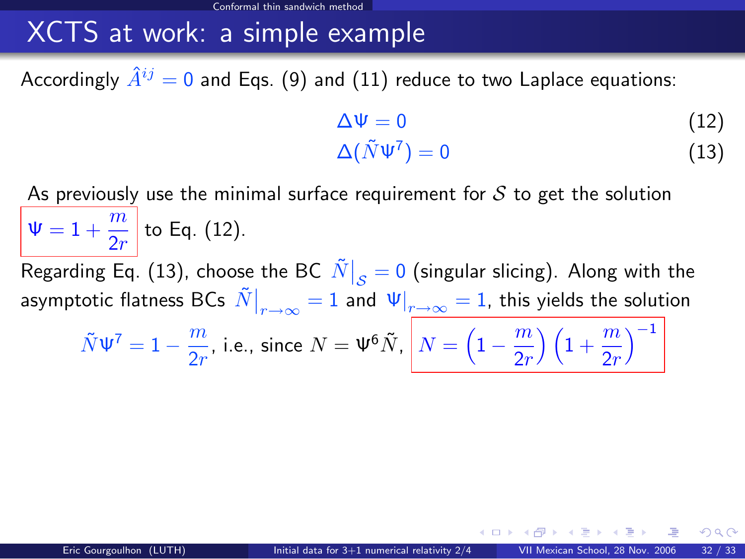## XCTS at work: a simple example

Accordingly $\hat{A}^{ij} = 0$ and Eqs. (9) and (11) reduce to two Laplace equations:

$$\Delta\Psi = 0 \tag{12}$$

$$\Delta(\tilde{N}\Psi^7) = 0 \tag{13}$$

As previously use the minimal surface requirement for $\mathcal{S}$ to get the solution $\boxed{\Psi = 1 + \frac{m}{2r}}$ to Eq. (12).

Regarding Eq. (13), choose the BC $\tilde{N}\big|_{\mathcal{S}} = 0$ (singular slicing). Along with the asymptotic flatness BCs $\tilde{N}\big|_{r\to\infty} = 1$ and $\Psi|_{r\to\infty} = 1$, this yields the solution

$$\tilde{N}\Psi^7 = 1 - \frac{m}{2r}, \text{ i.e., since } N = \Psi^6\tilde{N}, \quad \boxed{N = \left(1 - \frac{m}{2r}\right)\left(1 + \frac{m}{2r}\right)^{-1}}$$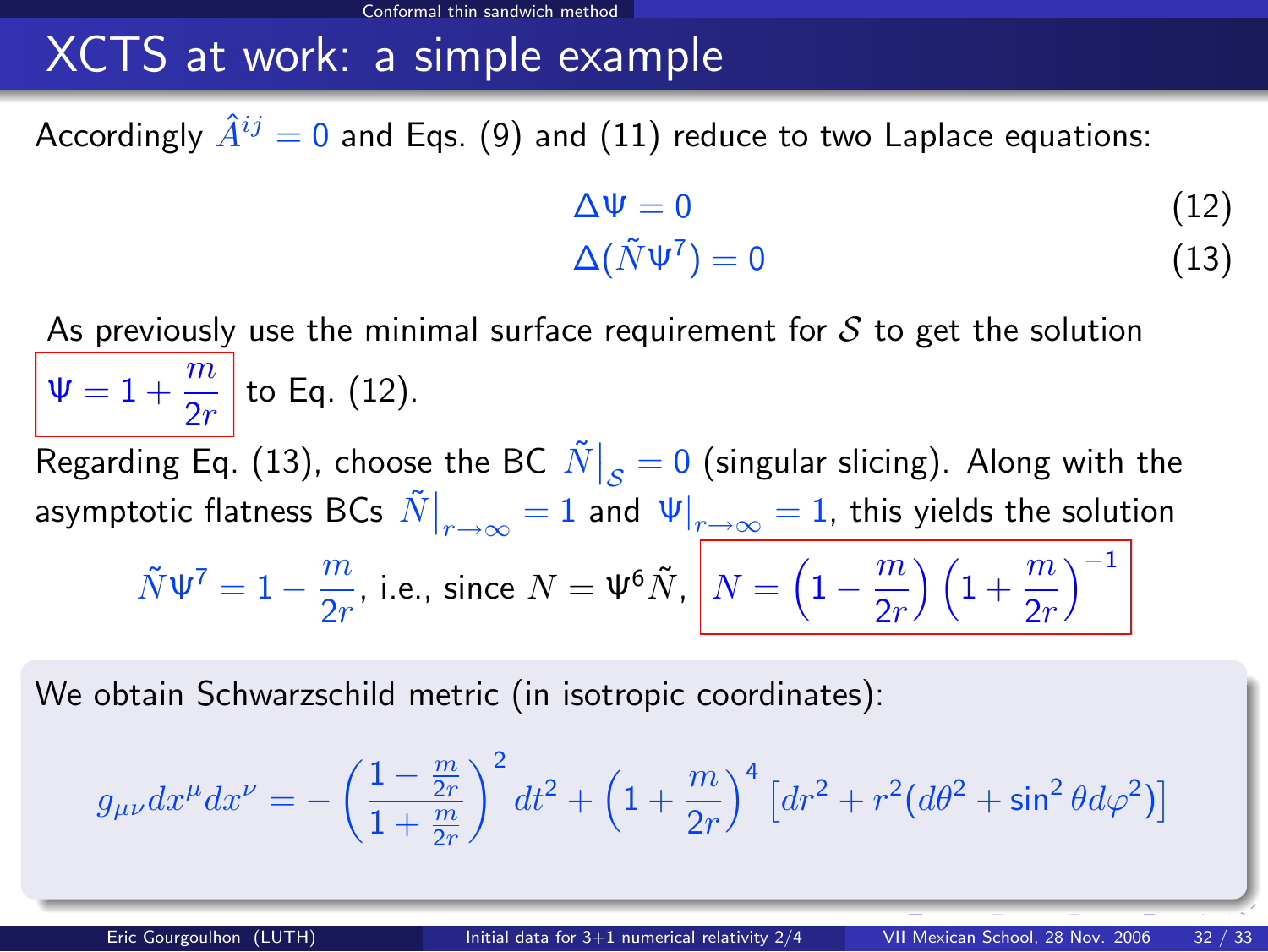## XCTS at work: a simple example

Accordingly $\hat{A}^{ij} = 0$ and Eqs. (9) and (11) reduce to two Laplace equations:

$$\Delta \Psi = 0 \tag{12}$$

$$\Delta(\tilde{N}\Psi^7) = 0 \tag{13}$$

As previously use the minimal surface requirement for $\mathcal{S}$ to get the solution $\boxed{\Psi = 1 + \frac{m}{2r}}$ to Eq. (12).

Regarding Eq. (13), choose the BC $\tilde{N}\big|_{\mathcal{S}} = 0$ (singular slicing). Along with the asymptotic flatness BCs $\tilde{N}\big|_{r\to\infty} = 1$ and $\Psi|_{r\to\infty} = 1$, this yields the solution

$$\tilde{N}\Psi^7 = 1 - \frac{m}{2r}, \text{ i.e., since } N = \Psi^6\tilde{N}, \quad \boxed{N = \left(1 - \frac{m}{2r}\right)\left(1 + \frac{m}{2r}\right)^{-1}}$$

We obtain Schwarzschild metric (in isotropic coordinates):

$$g_{\mu\nu}dx^\mu dx^\nu = -\left(\frac{1 - \frac{m}{2r}}{1 + \frac{m}{2r}}\right)^2 dt^2 + \left(1 + \frac{m}{2r}\right)^4 \left[dr^2 + r^2(d\theta^2 + \sin^2\theta d\varphi^2)\right]$$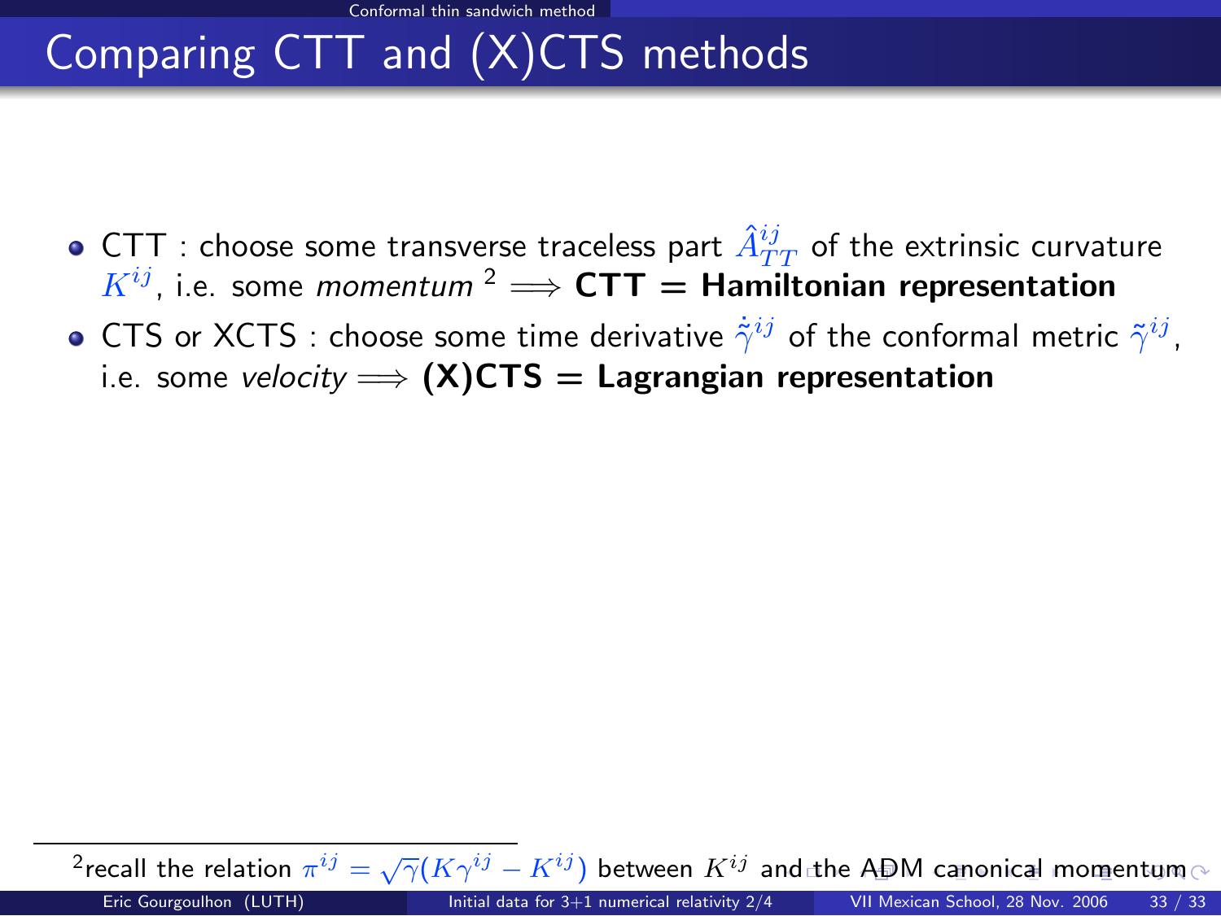# Comparing CTT and (X)CTS methods

- CTT : choose some transverse traceless part $\hat{A}^{ij}_{TT}$ of the extrinsic curvature $K^{ij}$, i.e. some *momentum* [2] $\Longrightarrow$ **CTT = Hamiltonian representation**
- CTS or XCTS : choose some time derivative $\dot{\tilde{\gamma}}^{ij}$ of the conformal metric $\tilde{\gamma}^{ij}$, i.e. some *velocity* $\Longrightarrow$ **(X)CTS = Lagrangian representation**

---

[2] recall the relation $\pi^{ij} = \sqrt{\gamma}(K\gamma^{ij} - K^{ij})$ between $K^{ij}$ and the ADM canonical momentum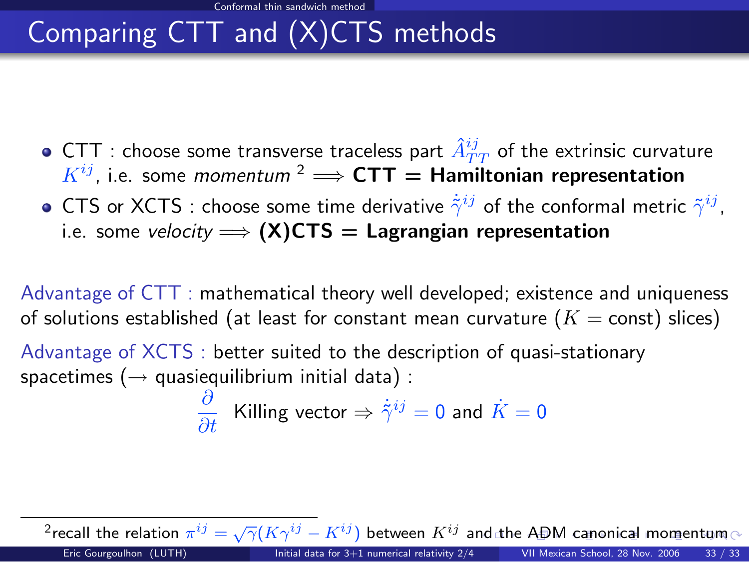# Comparing CTT and (X)CTS methods

- CTT : choose some transverse traceless part $\hat{A}^{ij}_{TT}$ of the extrinsic curvature $K^{ij}$, i.e. some *momentum* [2] $\Longrightarrow$ **CTT = Hamiltonian representation**
- CTS or XCTS : choose some time derivative $\dot{\tilde{\gamma}}^{ij}$ of the conformal metric $\tilde{\gamma}^{ij}$, i.e. some *velocity* $\Longrightarrow$ **(X)CTS = Lagrangian representation**

Advantage of CTT : mathematical theory well developed; existence and uniqueness of solutions established (at least for constant mean curvature ($K = $ const) slices)

Advantage of XCTS : better suited to the description of quasi-stationary spacetimes ($\rightarrow$ quasiequilibrium initial data) :

$$\frac{\partial}{\partial t} \text{ Killing vector} \Rightarrow \dot{\tilde{\gamma}}^{ij} = 0 \text{ and } \dot{K} = 0$$

[2] recall the relation $\pi^{ij} = \sqrt{\gamma}(K\gamma^{ij} - K^{ij})$ between $K^{ij}$ and the ADM canonical momentum